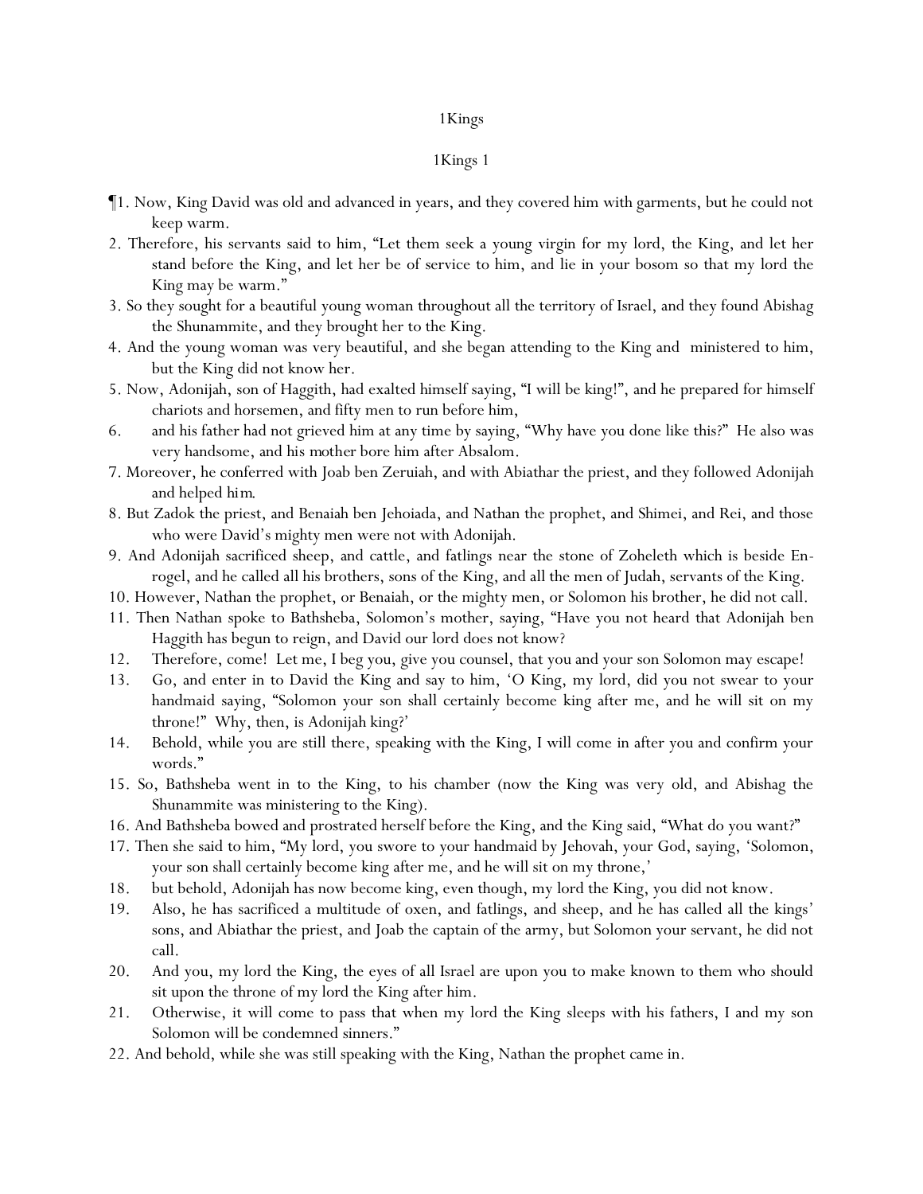# 1Kings

## 1Kings 1

¶1. Now, King David was old and advanced in years, and they covered him with garments, but he could not keep warm.

2. Therefore, his servants said to him, "Let them seek a young virgin for my lord, the King, and let her stand before the King, and let her be of service to him, and lie in your bosom so that my lord the King may be warm."

3. So they sought for a beautiful young woman throughout all the territory of Israel, and they found Abishag the Shunammite, and they brought her to the King.

4. And the young woman was very beautiful, and she began attending to the King and ministered to him, but the King did not know her.

5. Now, Adonijah, son of Haggith, had exalted himself saying, "I will be king!", and he prepared for himself chariots and horsemen, and fifty men to run before him,

6. and his father had not grieved him at any time by saying, "Why have you done like this?" He also was very handsome, and his mother bore him after Absalom.

7. Moreover, he conferred with Joab ben Zeruiah, and with Abiathar the priest, and they followed Adonijah and helped him.

8. But Zadok the priest, and Benaiah ben Jehoiada, and Nathan the prophet, and Shimei, and Rei, and those who were David's mighty men were not with Adonijah.

9. And Adonijah sacrificed sheep, and cattle, and fatlings near the stone of Zoheleth which is beside En-rogel, and he called all his brothers, sons of the King, and all the men of Judah, servants of the King.

10. However, Nathan the prophet, or Benaiah, or the mighty men, or Solomon his brother, he did not call.

11. Then Nathan spoke to Bathsheba, Solomon's mother, saying, "Have you not heard that Adonijah ben Haggith has begun to reign, and David our lord does not know?

12. Therefore, come! Let me, I beg you, give you counsel, that you and your son Solomon may escape!

13. Go, and enter in to David the King and say to him, 'O King, my lord, did you not swear to your handmaid saying, "Solomon your son shall certainly become king after me, and he will sit on my throne!" Why, then, is Adonijah king?'

14. Behold, while you are still there, speaking with the King, I will come in after you and confirm your words."

15. So, Bathsheba went in to the King, to his chamber (now the King was very old, and Abishag the Shunammite was ministering to the King).

16. And Bathsheba bowed and prostrated herself before the King, and the King said, "What do you want?"

17. Then she said to him, "My lord, you swore to your handmaid by Jehovah, your God, saying, 'Solomon, your son shall certainly become king after me, and he will sit on my throne,'

18. but behold, Adonijah has now become king, even though, my lord the King, you did not know.

19. Also, he has sacrificed a multitude of oxen, and fatlings, and sheep, and he has called all the kings' sons, and Abiathar the priest, and Joab the captain of the army, but Solomon your servant, he did not call.

20. And you, my lord the King, the eyes of all Israel are upon you to make known to them who should sit upon the throne of my lord the King after him.

21. Otherwise, it will come to pass that when my lord the King sleeps with his fathers, I and my son Solomon will be condemned sinners."

22. And behold, while she was still speaking with the King, Nathan the prophet came in.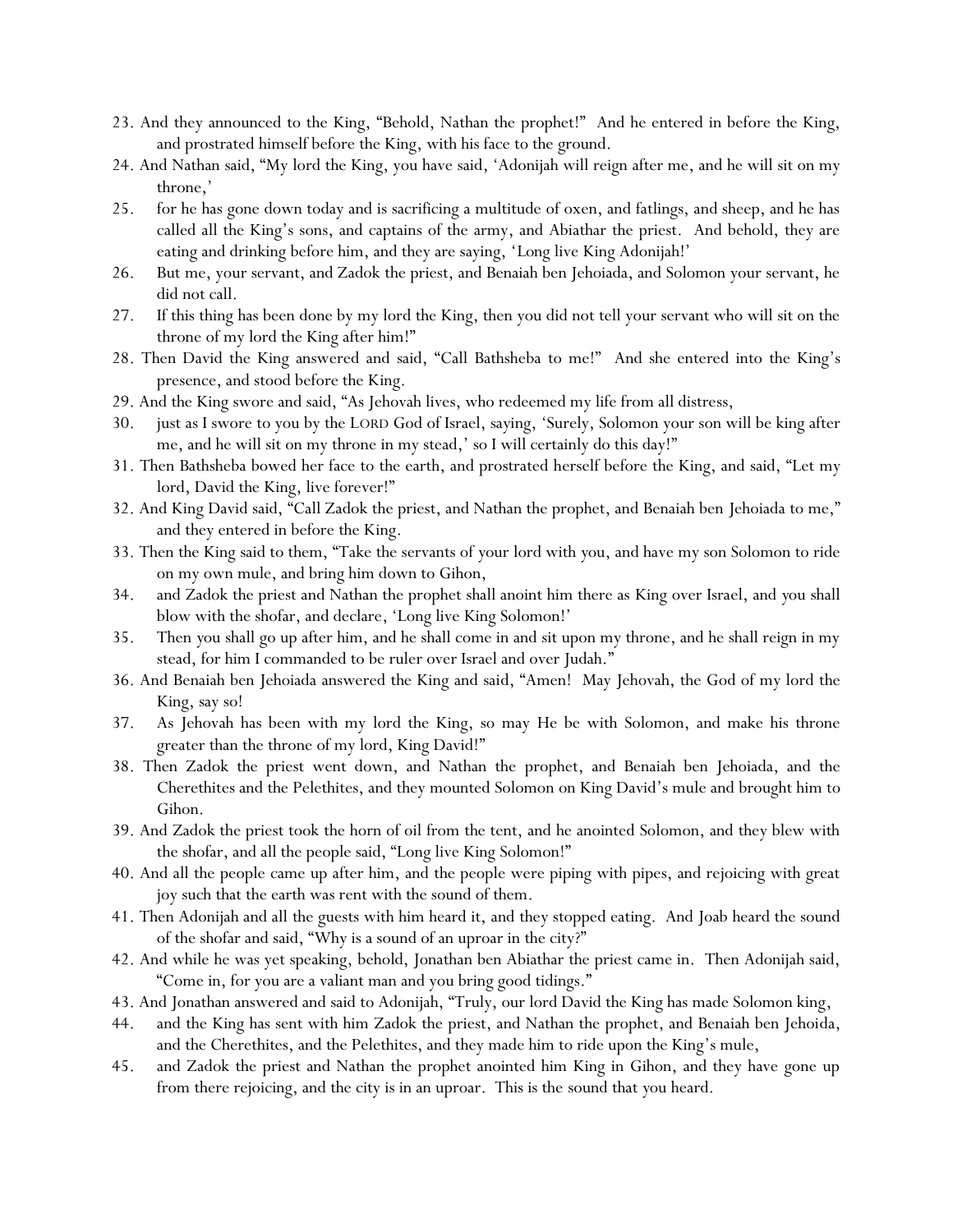23. And they announced to the King, "Behold, Nathan the prophet!" And he entered in before the King, and prostrated himself before the King, with his face to the ground.
24. And Nathan said, "My lord the King, you have said, 'Adonijah will reign after me, and he will sit on my throne,'
25. for he has gone down today and is sacrificing a multitude of oxen, and fatlings, and sheep, and he has called all the King's sons, and captains of the army, and Abiathar the priest. And behold, they are eating and drinking before him, and they are saying, 'Long live King Adonijah!'
26. But me, your servant, and Zadok the priest, and Benaiah ben Jehoiada, and Solomon your servant, he did not call.
27. If this thing has been done by my lord the King, then you did not tell your servant who will sit on the throne of my lord the King after him!"
28. Then David the King answered and said, "Call Bathsheba to me!" And she entered into the King's presence, and stood before the King.
29. And the King swore and said, "As Jehovah lives, who redeemed my life from all distress,
30. just as I swore to you by the LORD God of Israel, saying, 'Surely, Solomon your son will be king after me, and he will sit on my throne in my stead,' so I will certainly do this day!"
31. Then Bathsheba bowed her face to the earth, and prostrated herself before the King, and said, "Let my lord, David the King, live forever!"
32. And King David said, "Call Zadok the priest, and Nathan the prophet, and Benaiah ben Jehoiada to me," and they entered in before the King.
33. Then the King said to them, "Take the servants of your lord with you, and have my son Solomon to ride on my own mule, and bring him down to Gihon,
34. and Zadok the priest and Nathan the prophet shall anoint him there as King over Israel, and you shall blow with the shofar, and declare, 'Long live King Solomon!'
35. Then you shall go up after him, and he shall come in and sit upon my throne, and he shall reign in my stead, for him I commanded to be ruler over Israel and over Judah."
36. And Benaiah ben Jehoiada answered the King and said, "Amen! May Jehovah, the God of my lord the King, say so!
37. As Jehovah has been with my lord the King, so may He be with Solomon, and make his throne greater than the throne of my lord, King David!"
38. Then Zadok the priest went down, and Nathan the prophet, and Benaiah ben Jehoiada, and the Cherethites and the Pelethites, and they mounted Solomon on King David's mule and brought him to Gihon.
39. And Zadok the priest took the horn of oil from the tent, and he anointed Solomon, and they blew with the shofar, and all the people said, "Long live King Solomon!"
40. And all the people came up after him, and the people were piping with pipes, and rejoicing with great joy such that the earth was rent with the sound of them.
41. Then Adonijah and all the guests with him heard it, and they stopped eating. And Joab heard the sound of the shofar and said, "Why is a sound of an uproar in the city?"
42. And while he was yet speaking, behold, Jonathan ben Abiathar the priest came in. Then Adonijah said, "Come in, for you are a valiant man and you bring good tidings."
43. And Jonathan answered and said to Adonijah, "Truly, our lord David the King has made Solomon king,
44. and the King has sent with him Zadok the priest, and Nathan the prophet, and Benaiah ben Jehoida, and the Cherethites, and the Pelethites, and they made him to ride upon the King's mule,
45. and Zadok the priest and Nathan the prophet anointed him King in Gihon, and they have gone up from there rejoicing, and the city is in an uproar. This is the sound that you heard.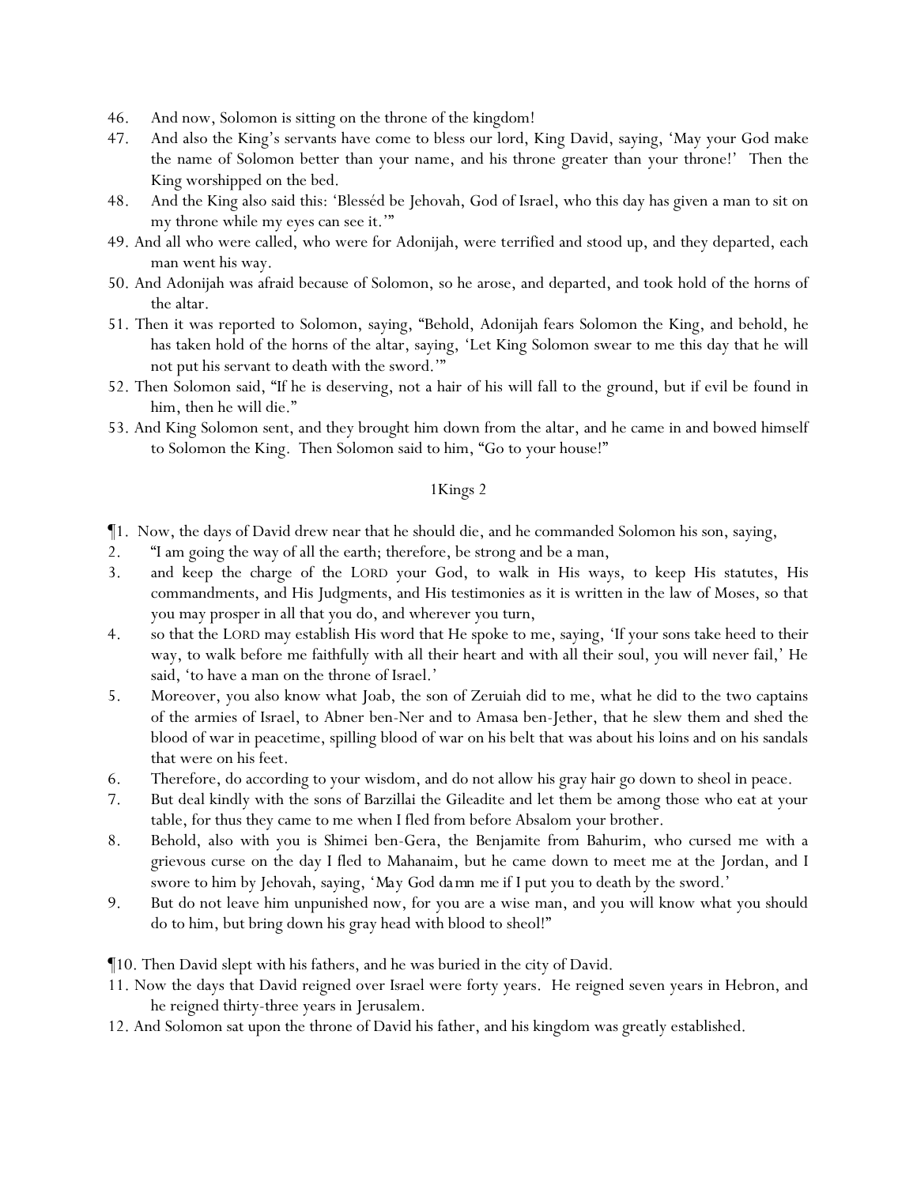46. And now, Solomon is sitting on the throne of the kingdom!
47. And also the King's servants have come to bless our lord, King David, saying, 'May your God make the name of Solomon better than your name, and his throne greater than your throne!' Then the King worshipped on the bed.
48. And the King also said this: 'Blesséd be Jehovah, God of Israel, who this day has given a man to sit on my throne while my eyes can see it.'"
49. And all who were called, who were for Adonijah, were terrified and stood up, and they departed, each man went his way.
50. And Adonijah was afraid because of Solomon, so he arose, and departed, and took hold of the horns of the altar.
51. Then it was reported to Solomon, saying, "Behold, Adonijah fears Solomon the King, and behold, he has taken hold of the horns of the altar, saying, 'Let King Solomon swear to me this day that he will not put his servant to death with the sword.'"
52. Then Solomon said, "If he is deserving, not a hair of his will fall to the ground, but if evil be found in him, then he will die."
53. And King Solomon sent, and they brought him down from the altar, and he came in and bowed himself to Solomon the King. Then Solomon said to him, "Go to your house!"

## 1Kings 2

¶1. Now, the days of David drew near that he should die, and he commanded Solomon his son, saying,
2. "I am going the way of all the earth; therefore, be strong and be a man,
3. and keep the charge of the LORD your God, to walk in His ways, to keep His statutes, His commandments, and His Judgments, and His testimonies as it is written in the law of Moses, so that you may prosper in all that you do, and wherever you turn,
4. so that the LORD may establish His word that He spoke to me, saying, 'If your sons take heed to their way, to walk before me faithfully with all their heart and with all their soul, you will never fail,' He said, 'to have a man on the throne of Israel.'
5. Moreover, you also know what Joab, the son of Zeruiah did to me, what he did to the two captains of the armies of Israel, to Abner ben-Ner and to Amasa ben-Jether, that he slew them and shed the blood of war in peacetime, spilling blood of war on his belt that was about his loins and on his sandals that were on his feet.
6. Therefore, do according to your wisdom, and do not allow his gray hair go down to sheol in peace.
7. But deal kindly with the sons of Barzillai the Gileadite and let them be among those who eat at your table, for thus they came to me when I fled from before Absalom your brother.
8. Behold, also with you is Shimei ben-Gera, the Benjamite from Bahurim, who cursed me with a grievous curse on the day I fled to Mahanaim, but he came down to meet me at the Jordan, and I swore to him by Jehovah, saying, '*May God damn me* if I put you to death by the sword.'
9. But do not leave him unpunished now, for you are a wise man, and you will know what you should do to him, but bring down his gray head with blood to sheol!"

¶10. Then David slept with his fathers, and he was buried in the city of David.
11. Now the days that David reigned over Israel were forty years. He reigned seven years in Hebron, and he reigned thirty-three years in Jerusalem.
12. And Solomon sat upon the throne of David his father, and his kingdom was greatly established.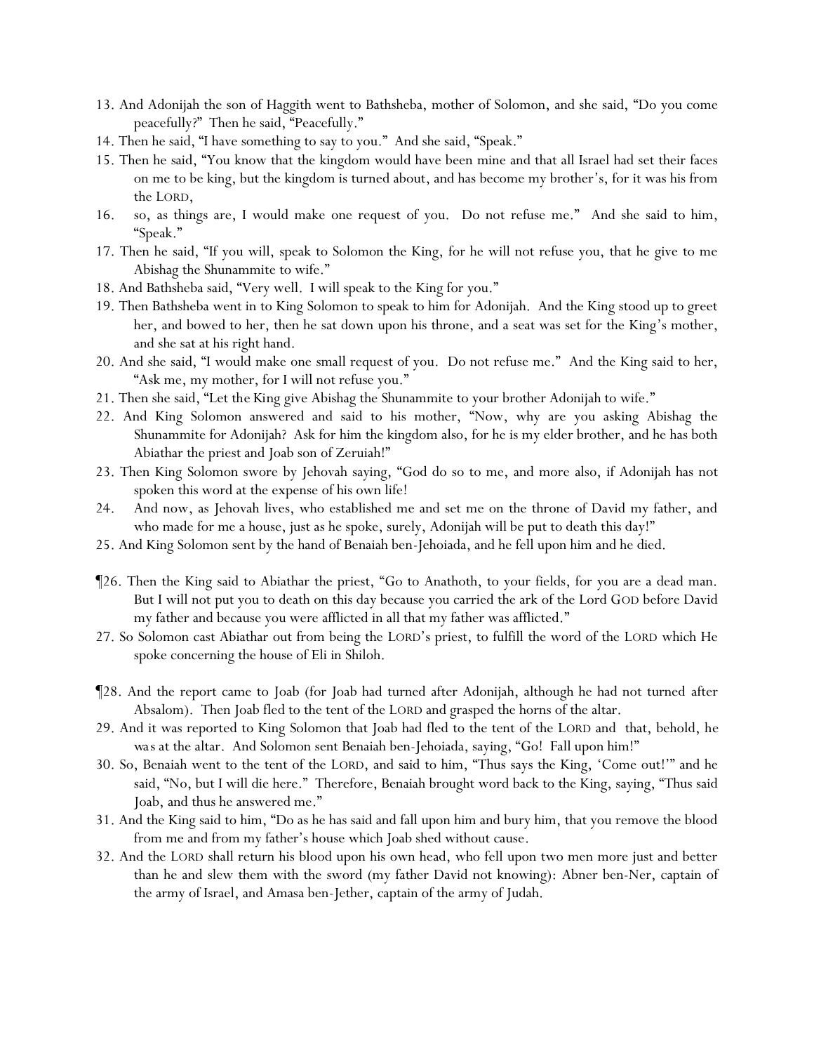13. And Adonijah the son of Haggith went to Bathsheba, mother of Solomon, and she said, "Do you come peacefully?" Then he said, "Peacefully."
14. Then he said, "I have something to say to you." And she said, "Speak."
15. Then he said, "You know that the kingdom would have been mine and that all Israel had set their faces on me to be king, but the kingdom is turned about, and has become my brother's, for it was his from the LORD,
16. so, as things are, I would make one request of you. Do not refuse me." And she said to him, "Speak."
17. Then he said, "If you will, speak to Solomon the King, for he will not refuse you, that he give to me Abishag the Shunammite to wife."
18. And Bathsheba said, "Very well. I will speak to the King for you."
19. Then Bathsheba went in to King Solomon to speak to him for Adonijah. And the King stood up to greet her, and bowed to her, then he sat down upon his throne, and a seat was set for the King's mother, and she sat at his right hand.
20. And she said, "I would make one small request of you. Do not refuse me." And the King said to her, "Ask me, my mother, for I will not refuse you."
21. Then she said, "Let the King give Abishag the Shunammite to your brother Adonijah to wife."
22. And King Solomon answered and said to his mother, "Now, why are you asking Abishag the Shunammite for Adonijah? Ask for him the kingdom also, for he is my elder brother, and he has both Abiathar the priest and Joab son of Zeruiah!"
23. Then King Solomon swore by Jehovah saying, "God do so to me, and more also, if Adonijah has not spoken this word at the expense of his own life!
24. And now, as Jehovah lives, who established me and set me on the throne of David my father, and who made for me a house, just as he spoke, surely, Adonijah will be put to death this day!"
25. And King Solomon sent by the hand of Benaiah ben-Jehoiada, and he fell upon him and he died.

¶26. Then the King said to Abiathar the priest, "Go to Anathoth, to your fields, for you are a dead man. But I will not put you to death on this day because you carried the ark of the Lord GOD before David my father and because you were afflicted in all that my father was afflicted."
27. So Solomon cast Abiathar out from being the LORD's priest, to fulfill the word of the LORD which He spoke concerning the house of Eli in Shiloh.

¶28. And the report came to Joab (for Joab had turned after Adonijah, although he had not turned after Absalom). Then Joab fled to the tent of the LORD and grasped the horns of the altar.
29. And it was reported to King Solomon that Joab had fled to the tent of the LORD and that, behold, he *was* at the altar. And Solomon sent Benaiah ben-Jehoiada, saying, "Go! Fall upon him!"
30. So, Benaiah went to the tent of the LORD, and said to him, "Thus says the King, 'Come out!'" and he said, "No, but I will die here." Therefore, Benaiah brought word back to the King, saying, "Thus said Joab, and thus he answered me."
31. And the King said to him, "Do as he has said and fall upon him and bury him, that you remove the blood from me and from my father's house which Joab shed without cause.
32. And the LORD shall return his blood upon his own head, who fell upon two men more just and better than he and slew them with the sword (my father David not knowing): Abner ben-Ner, captain of the army of Israel, and Amasa ben-Jether, captain of the army of Judah.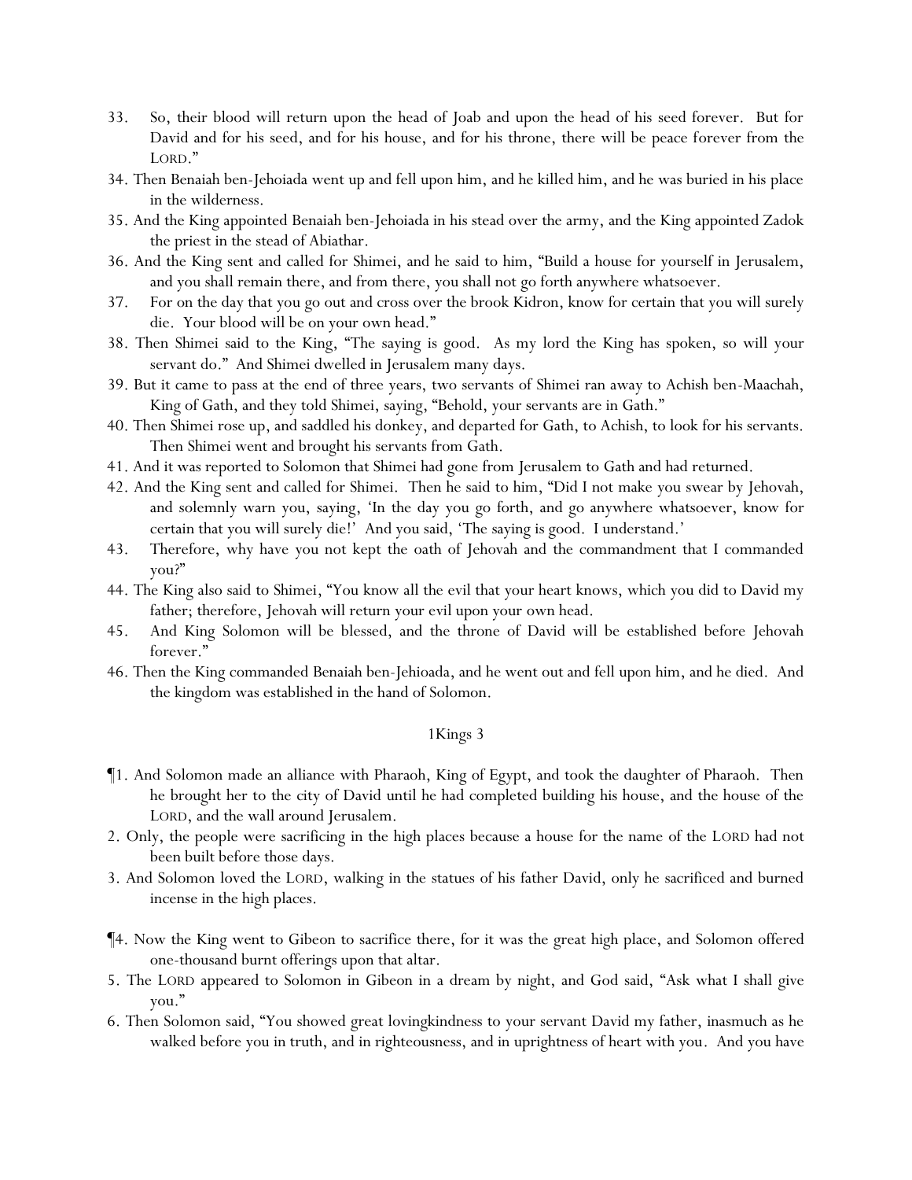33. So, their blood will return upon the head of Joab and upon the head of his seed forever. But for David and for his seed, and for his house, and for his throne, there will be peace forever from the LORD."

34. Then Benaiah ben-Jehoiada went up and fell upon him, and he killed him, and he was buried in his place in the wilderness.

35. And the King appointed Benaiah ben-Jehoiada in his stead over the army, and the King appointed Zadok the priest in the stead of Abiathar.

36. And the King sent and called for Shimei, and he said to him, "Build a house for yourself in Jerusalem, and you shall remain there, and from there, you shall not go forth anywhere whatsoever.

37. For on the day that you go out and cross over the brook Kidron, know for certain that you will surely die. Your blood will be on your own head."

38. Then Shimei said to the King, "The saying is good. As my lord the King has spoken, so will your servant do." And Shimei dwelled in Jerusalem many days.

39. But it came to pass at the end of three years, two servants of Shimei ran away to Achish ben-Maachah, King of Gath, and they told Shimei, saying, "Behold, your servants are in Gath."

40. Then Shimei rose up, and saddled his donkey, and departed for Gath, to Achish, to look for his servants. Then Shimei went and brought his servants from Gath.

41. And it was reported to Solomon that Shimei had gone from Jerusalem to Gath and had returned.

42. And the King sent and called for Shimei. Then he said to him, "Did I not make you swear by Jehovah, and solemnly warn you, saying, 'In the day you go forth, and go anywhere whatsoever, know for certain that you will surely die!' And you said, 'The saying is good. I understand.'

43. Therefore, why have you not kept the oath of Jehovah and the commandment that I commanded you?"

44. The King also said to Shimei, "You know all the evil that your heart knows, which you did to David my father; therefore, Jehovah will return your evil upon your own head.

45. And King Solomon will be blessed, and the throne of David will be established before Jehovah forever."

46. Then the King commanded Benaiah ben-Jehioada, and he went out and fell upon him, and he died. And the kingdom was established in the hand of Solomon.

## 1Kings 3

¶1. And Solomon made an alliance with Pharaoh, King of Egypt, and took the daughter of Pharaoh. Then he brought her to the city of David until he had completed building his house, and the house of the LORD, and the wall around Jerusalem.

2. Only, the people were sacrificing in the high places because a house for the name of the LORD had not been built before those days.

3. And Solomon loved the LORD, walking in the statues of his father David, only he sacrificed and burned incense in the high places.

¶4. Now the King went to Gibeon to sacrifice there, for it was the great high place, and Solomon offered one-thousand burnt offerings upon that altar.

5. The LORD appeared to Solomon in Gibeon in a dream by night, and God said, "Ask what I shall give you."

6. Then Solomon said, "You showed great lovingkindness to your servant David my father, inasmuch as he walked before you in truth, and in righteousness, and in uprightness of heart with you. And you have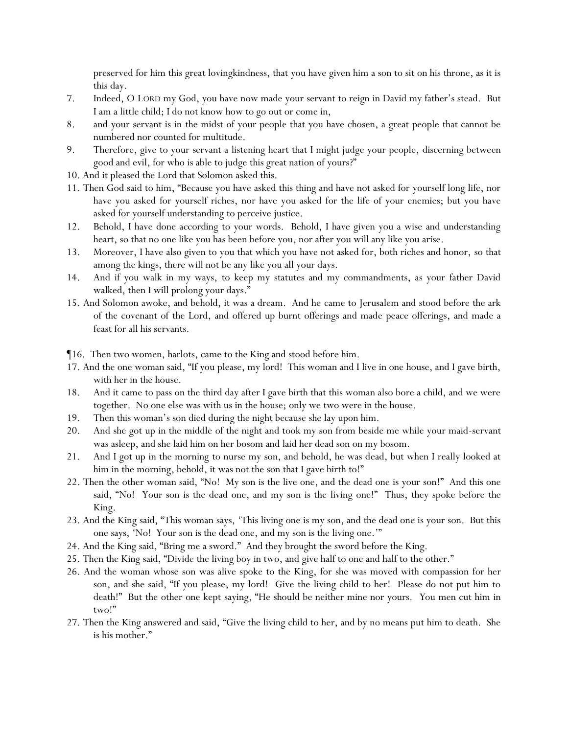preserved for him this great lovingkindness, that you have given him a son to sit on his throne, as it is this day.

7. Indeed, O LORD my God, you have now made your servant to reign in David my father's stead. But I am a little child; I do not know how to go out or come in,
8. and your servant is in the midst of your people that you have chosen, a great people that cannot be numbered nor counted for multitude.
9. Therefore, give to your servant a listening heart that I might judge your people, discerning between good and evil, for who is able to judge this great nation of yours?"
10. And it pleased the Lord that Solomon asked this.
11. Then God said to him, "Because you have asked this thing and have not asked for yourself long life, nor have you asked for yourself riches, nor have you asked for the life of your enemies; but you have asked for yourself understanding to perceive justice.
12. Behold, I have done according to your words. Behold, I have given you a wise and understanding heart, so that no one like you has been before you, nor after you will any like you arise.
13. Moreover, I have also given to you that which you have not asked for, both riches and honor, so that among the kings, there will not be any like you all your days.
14. And if you walk in my ways, to keep my statutes and my commandments, as your father David walked, then I will prolong your days."
15. And Solomon awoke, and behold, it was a dream. And he came to Jerusalem and stood before the ark of the covenant of the Lord, and offered up burnt offerings and made peace offerings, and made a feast for all his servants.

¶16. Then two women, harlots, came to the King and stood before him.

17. And the one woman said, "If you please, my lord! This woman and I live in one house, and I gave birth, with her in the house.
18. And it came to pass on the third day after I gave birth that this woman also bore a child, and we were together. No one else was with us in the house; only we two were in the house.
19. Then this woman's son died during the night because she lay upon him.
20. And she got up in the middle of the night and took my son from beside me while your maid-servant was asleep, and she laid him on her bosom and laid her dead son on my bosom.
21. And I got up in the morning to nurse my son, and behold, he was dead, but when I really looked at him in the morning, behold, it was not the son that I gave birth to!"
22. Then the other woman said, "No! My son is the live one, and the dead one is your son!" And this one said, "No! Your son is the dead one, and my son is the living one!" Thus, they spoke before the King.
23. And the King said, "This woman says, 'This living one is my son, and the dead one is your son. But this one says, 'No! Your son is the dead one, and my son is the living one.'"
24. And the King said, "Bring me a sword." And they brought the sword before the King.
25. Then the King said, "Divide the living boy in two, and give half to one and half to the other."
26. And the woman whose son was alive spoke to the King, for she was moved with compassion for her son, and she said, "If you please, my lord! Give the living child to her! Please do not put him to death!" But the other one kept saying, "He should be neither mine nor yours. You men cut him in two!"
27. Then the King answered and said, "Give the living child to her, and by no means put him to death. She is his mother."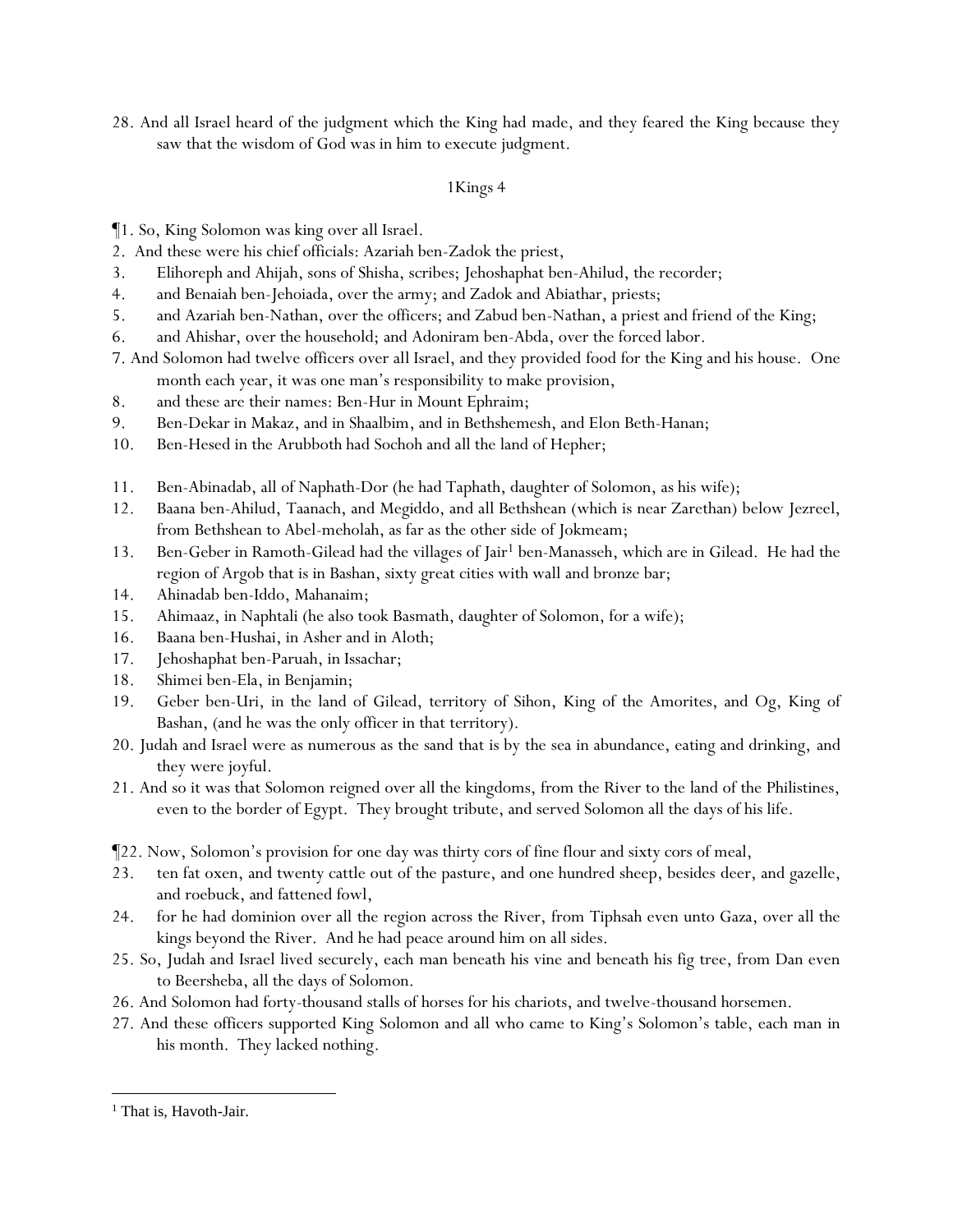28. And all Israel heard of the judgment which the King had made, and they feared the King because they saw that the wisdom of God was in him to execute judgment.

## 1Kings 4

¶1. So, King Solomon was king over all Israel.

2. And these were his chief officials: Azariah ben-Zadok the priest,

3. Elihoreph and Ahijah, sons of Shisha, scribes; Jehoshaphat ben-Ahilud, the recorder;

4. and Benaiah ben-Jehoiada, over the army; and Zadok and Abiathar, priests;

5. and Azariah ben-Nathan, over the officers; and Zabud ben-Nathan, a priest and friend of the King;

6. and Ahishar, over the household; and Adoniram ben-Abda, over the forced labor.

7. And Solomon had twelve officers over all Israel, and they provided food for the King and his house. One month each year, it was one man's responsibility to make provision,

8. and these are their names: Ben-Hur in Mount Ephraim;

9. Ben-Dekar in Makaz, and in Shaalbim, and in Bethshemesh, and Elon Beth-Hanan;

10. Ben-Hesed in the Arubboth had Sochoh and all the land of Hepher;

11. Ben-Abinadab, all of Naphath-Dor (he had Taphath, daughter of Solomon, as his wife);

12. Baana ben-Ahilud, Taanach, and Megiddo, and all Bethshean (which is near Zarethan) below Jezreel, from Bethshean to Abel-meholah, as far as the other side of Jokmeam;

13. Ben-Geber in Ramoth-Gilead had the villages of Jair[1] ben-Manasseh, which are in Gilead. He had the region of Argob that is in Bashan, sixty great cities with wall and bronze bar;

14. Ahinadab ben-Iddo, Mahanaim;

15. Ahimaaz, in Naphtali (he also took Basmath, daughter of Solomon, for a wife);

16. Baana ben-Hushai, in Asher and in Aloth;

17. Jehoshaphat ben-Paruah, in Issachar;

18. Shimei ben-Ela, in Benjamin;

19. Geber ben-Uri, in the land of Gilead, territory of Sihon, King of the Amorites, and Og, King of Bashan, (and he was the only officer in that territory).

20. Judah and Israel were as numerous as the sand that is by the sea in abundance, eating and drinking, and they were joyful.

21. And so it was that Solomon reigned over all the kingdoms, from the River to the land of the Philistines, even to the border of Egypt. They brought tribute, and served Solomon all the days of his life.

¶22. Now, Solomon's provision for one day was thirty cors of fine flour and sixty cors of meal,

23. ten fat oxen, and twenty cattle out of the pasture, and one hundred sheep, besides deer, and gazelle, and roebuck, and fattened fowl,

24. for he had dominion over all the region across the River, from Tiphsah even unto Gaza, over all the kings beyond the River. And he had peace around him on all sides.

25. So, Judah and Israel lived securely, each man beneath his vine and beneath his fig tree, from Dan even to Beersheba, all the days of Solomon.

26. And Solomon had forty-thousand stalls of horses for his chariots, and twelve-thousand horsemen.

27. And these officers supported King Solomon and all who came to King's Solomon's table, each man in his month. They lacked nothing.

---

[1] That is, Havoth-Jair.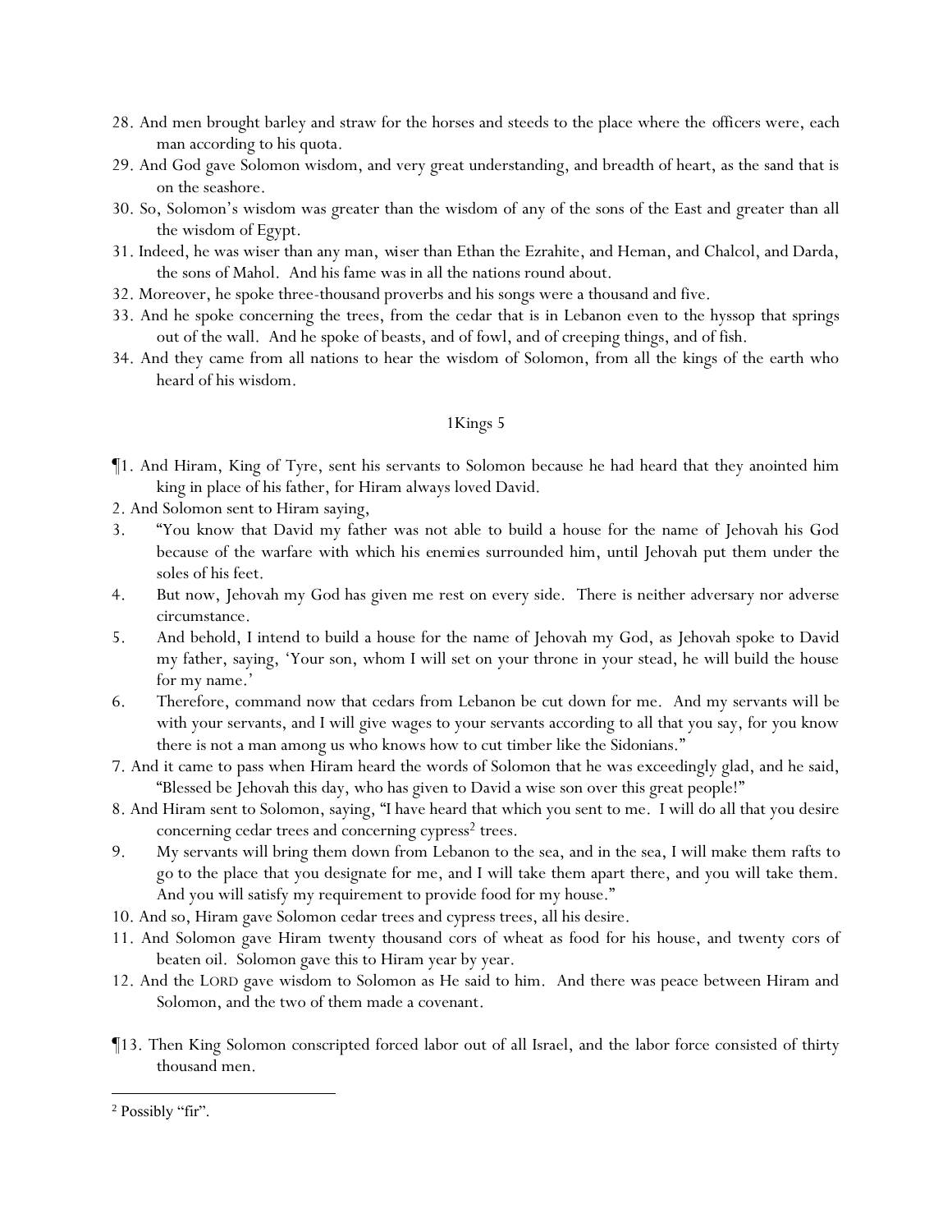28. And men brought barley and straw for the horses and steeds to the place where the officers were, each man according to his quota.
29. And God gave Solomon wisdom, and very great understanding, and breadth of heart, as the sand that is on the seashore.
30. So, Solomon's wisdom was greater than the wisdom of any of the sons of the East and greater than all the wisdom of Egypt.
31. Indeed, he was wiser than any man, wiser than Ethan the Ezrahite, and Heman, and Chalcol, and Darda, the sons of Mahol. And his fame was in all the nations round about.
32. Moreover, he spoke three-thousand proverbs and his songs were a thousand and five.
33. And he spoke concerning the trees, from the cedar that is in Lebanon even to the hyssop that springs out of the wall. And he spoke of beasts, and of fowl, and of creeping things, and of fish.
34. And they came from all nations to hear the wisdom of Solomon, from all the kings of the earth who heard of his wisdom.

## 1Kings 5

¶1. And Hiram, King of Tyre, sent his servants to Solomon because he had heard that they anointed him king in place of his father, for Hiram always loved David.
2. And Solomon sent to Hiram saying,
3. "You know that David my father was not able to build a house for the name of Jehovah his God because of the warfare with which his enemies surrounded him, until Jehovah put them under the soles of his feet.
4. But now, Jehovah my God has given me rest on every side. There is neither adversary nor adverse circumstance.
5. And behold, I intend to build a house for the name of Jehovah my God, as Jehovah spoke to David my father, saying, 'Your son, whom I will set on your throne in your stead, he will build the house for my name.'
6. Therefore, command now that cedars from Lebanon be cut down for me. And my servants will be with your servants, and I will give wages to your servants according to all that you say, for you know there is not a man among us who knows how to cut timber like the Sidonians."
7. And it came to pass when Hiram heard the words of Solomon that he was exceedingly glad, and he said, "Blessed be Jehovah this day, who has given to David a wise son over this great people!"
8. And Hiram sent to Solomon, saying, "I have heard that which you sent to me. I will do all that you desire concerning cedar trees and concerning cypress[2] trees.
9. My servants will bring them down from Lebanon to the sea, and in the sea, I will make them rafts to go to the place that you designate for me, and I will take them apart there, and you will take them. And you will satisfy my requirement to provide food for my house."
10. And so, Hiram gave Solomon cedar trees and cypress trees, all his desire.
11. And Solomon gave Hiram twenty thousand cors of wheat as food for his house, and twenty cors of beaten oil. Solomon gave this to Hiram year by year.
12. And the LORD gave wisdom to Solomon as He said to him. And there was peace between Hiram and Solomon, and the two of them made a covenant.

¶13. Then King Solomon conscripted forced labor out of all Israel, and the labor force consisted of thirty thousand men.

---

[2] Possibly "fir".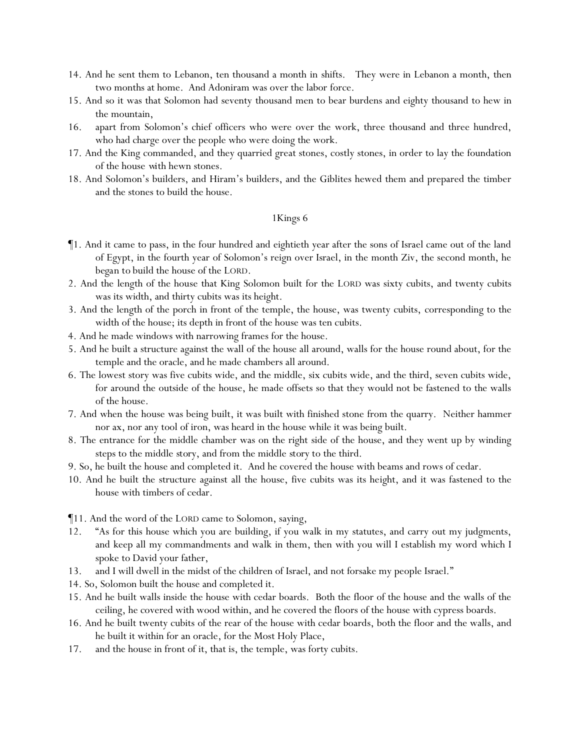14. And he sent them to Lebanon, ten thousand a month in shifts. They were in Lebanon a month, then two months at home. And Adoniram was over the labor force.
15. And so it was that Solomon had seventy thousand men to bear burdens and eighty thousand to hew in the mountain,
16. apart from Solomon's chief officers who were over the work, three thousand and three hundred, who had charge over the people who were doing the work.
17. And the King commanded, and they quarried great stones, costly stones, in order to lay the foundation of the house with hewn stones.
18. And Solomon's builders, and Hiram's builders, and the Giblites hewed them and prepared the timber and the stones to build the house.

## 1Kings 6

¶1. And it came to pass, in the four hundred and eightieth year after the sons of Israel came out of the land of Egypt, in the fourth year of Solomon's reign over Israel, in the month Ziv, the second month, he began to build the house of the LORD.
2. And the length of the house that King Solomon built for the LORD was sixty cubits, and twenty cubits was its width, and thirty cubits was its height.
3. And the length of the porch in front of the temple, the house, was twenty cubits, corresponding to the width of the house; its depth in front of the house was ten cubits.
4. And he made windows with narrowing frames for the house.
5. And he built a structure against the wall of the house all around, walls for the house round about, for the temple and the oracle, and he made chambers all around.
6. The lowest story was five cubits wide, and the middle, six cubits wide, and the third, seven cubits wide, for around the outside of the house, he made offsets so that they would not be fastened to the walls of the house.
7. And when the house was being built, it was built with finished stone from the quarry. Neither hammer nor ax, nor any tool of iron, was heard in the house while it was being built.
8. The entrance for the middle chamber was on the right side of the house, and they went up by winding steps to the middle story, and from the middle story to the third.
9. So, he built the house and completed it. And he covered the house with beams and rows of cedar.
10. And he built the structure against all the house, five cubits was its height, and it was fastened to the house with timbers of cedar.

¶11. And the word of the LORD came to Solomon, saying,
12. "As for this house which you are building, if you walk in my statutes, and carry out my judgments, and keep all my commandments and walk in them, then with you will I establish my word which I spoke to David your father,
13. and I will dwell in the midst of the children of Israel, and not forsake my people Israel."
14. So, Solomon built the house and completed it.
15. And he built walls inside the house with cedar boards. Both the floor of the house and the walls of the ceiling, he covered with wood within, and he covered the floors of the house with cypress boards.
16. And he built twenty cubits of the rear of the house with cedar boards, both the floor and the walls, and he built it within for an oracle, for the Most Holy Place,
17. and the house in front of it, that is, the temple, was forty cubits.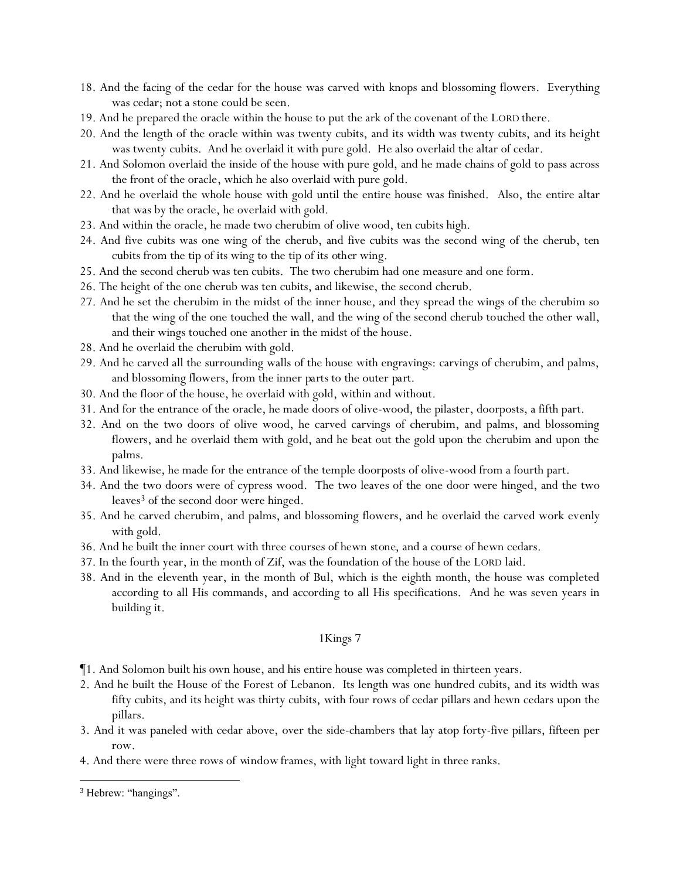18. And the facing of the cedar for the house was carved with knops and blossoming flowers. Everything was cedar; not a stone could be seen.
19. And he prepared the oracle within the house to put the ark of the covenant of the LORD there.
20. And the length of the oracle within was twenty cubits, and its width was twenty cubits, and its height was twenty cubits. And he overlaid it with pure gold. He also overlaid the altar of cedar.
21. And Solomon overlaid the inside of the house with pure gold, and he made chains of gold to pass across the front of the oracle, which he also overlaid with pure gold.
22. And he overlaid the whole house with gold until the entire house was finished. Also, the entire altar that was by the oracle, he overlaid with gold.
23. And within the oracle, he made two cherubim of olive wood, ten cubits high.
24. And five cubits was one wing of the cherub, and five cubits was the second wing of the cherub, ten cubits from the tip of its wing to the tip of its other wing.
25. And the second cherub was ten cubits. The two cherubim had one measure and one form.
26. The height of the one cherub was ten cubits, and likewise, the second cherub.
27. And he set the cherubim in the midst of the inner house, and they spread the wings of the cherubim so that the wing of the one touched the wall, and the wing of the second cherub touched the other wall, and their wings touched one another in the midst of the house.
28. And he overlaid the cherubim with gold.
29. And he carved all the surrounding walls of the house with engravings: carvings of cherubim, and palms, and blossoming flowers, from the inner parts to the outer part.
30. And the floor of the house, he overlaid with gold, within and without.
31. And for the entrance of the oracle, he made doors of olive-wood, the pilaster, doorposts, a fifth part.
32. And on the two doors of olive wood, he carved carvings of cherubim, and palms, and blossoming flowers, and he overlaid them with gold, and he beat out the gold upon the cherubim and upon the palms.
33. And likewise, he made for the entrance of the temple doorposts of olive-wood from a fourth part.
34. And the two doors were of cypress wood. The two leaves of the one door were hinged, and the two leaves[3] of the second door were hinged.
35. And he carved cherubim, and palms, and blossoming flowers, and he overlaid the carved work evenly with gold.
36. And he built the inner court with three courses of hewn stone, and a course of hewn cedars.
37. In the fourth year, in the month of Zif, was the foundation of the house of the LORD laid.
38. And in the eleventh year, in the month of Bul, which is the eighth month, the house was completed according to all His commands, and according to all His specifications. And he was seven years in building it.

## 1Kings 7

¶1. And Solomon built his own house, and his entire house was completed in thirteen years.
2. And he built the House of the Forest of Lebanon. Its length was one hundred cubits, and its width was fifty cubits, and its height was thirty cubits, with four rows of cedar pillars and hewn cedars upon the pillars.
3. And it was paneled with cedar above, over the side-chambers that lay atop forty-five pillars, fifteen per row.
4. And there were three rows of window frames, with light toward light in three ranks.

[3] Hebrew: "hangings".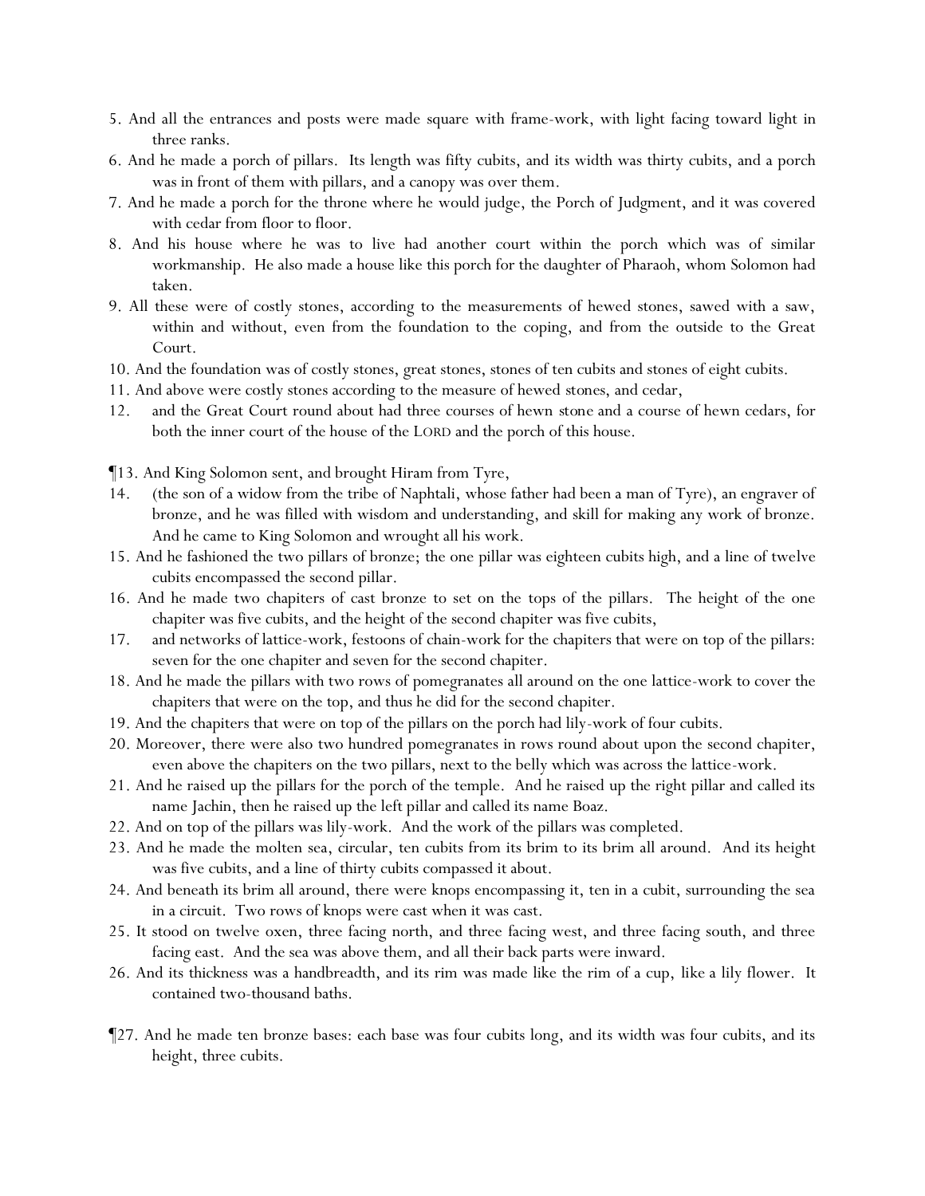5. And all the entrances and posts were made square with frame-work, with light facing toward light in three ranks.

6. And he made a porch of pillars. Its length was fifty cubits, and its width was thirty cubits, and a porch was in front of them with pillars, and a canopy was over them.

7. And he made a porch for the throne where he would judge, the Porch of Judgment, and it was covered with cedar from floor to floor.

8. And his house where he was to live had another court within the porch which was of similar workmanship. He also made a house like this porch for the daughter of Pharaoh, whom Solomon had taken.

9. All these were of costly stones, according to the measurements of hewed stones, sawed with a saw, within and without, even from the foundation to the coping, and from the outside to the Great Court.

10. And the foundation was of costly stones, great stones, stones of ten cubits and stones of eight cubits.

11. And above were costly stones according to the measure of hewed stones, and cedar,

12. and the Great Court round about had three courses of hewn stone and a course of hewn cedars, for both the inner court of the house of the LORD and the porch of this house.

¶13. And King Solomon sent, and brought Hiram from Tyre,

14. (the son of a widow from the tribe of Naphtali, whose father had been a man of Tyre), an engraver of bronze, and he was filled with wisdom and understanding, and skill for making any work of bronze. And he came to King Solomon and wrought all his work.

15. And he fashioned the two pillars of bronze; the one pillar was eighteen cubits high, and a line of twelve cubits encompassed the second pillar.

16. And he made two chapiters of cast bronze to set on the tops of the pillars. The height of the one chapiter was five cubits, and the height of the second chapiter was five cubits,

17. and networks of lattice-work, festoons of chain-work for the chapiters that were on top of the pillars: seven for the one chapiter and seven for the second chapiter.

18. And he made the pillars with two rows of pomegranates all around on the one lattice-work to cover the chapiters that were on the top, and thus he did for the second chapiter.

19. And the chapiters that were on top of the pillars on the porch had lily-work of four cubits.

20. Moreover, there were also two hundred pomegranates in rows round about upon the second chapiter, even above the chapiters on the two pillars, next to the belly which was across the lattice-work.

21. And he raised up the pillars for the porch of the temple. And he raised up the right pillar and called its name Jachin, then he raised up the left pillar and called its name Boaz.

22. And on top of the pillars was lily-work. And the work of the pillars was completed.

23. And he made the molten sea, circular, ten cubits from its brim to its brim all around. And its height was five cubits, and a line of thirty cubits compassed it about.

24. And beneath its brim all around, there were knops encompassing it, ten in a cubit, surrounding the sea in a circuit. Two rows of knops were cast when it was cast.

25. It stood on twelve oxen, three facing north, and three facing west, and three facing south, and three facing east. And the sea was above them, and all their back parts were inward.

26. And its thickness was a handbreadth, and its rim was made like the rim of a cup, like a lily flower. It contained two-thousand baths.

¶27. And he made ten bronze bases: each base was four cubits long, and its width was four cubits, and its height, three cubits.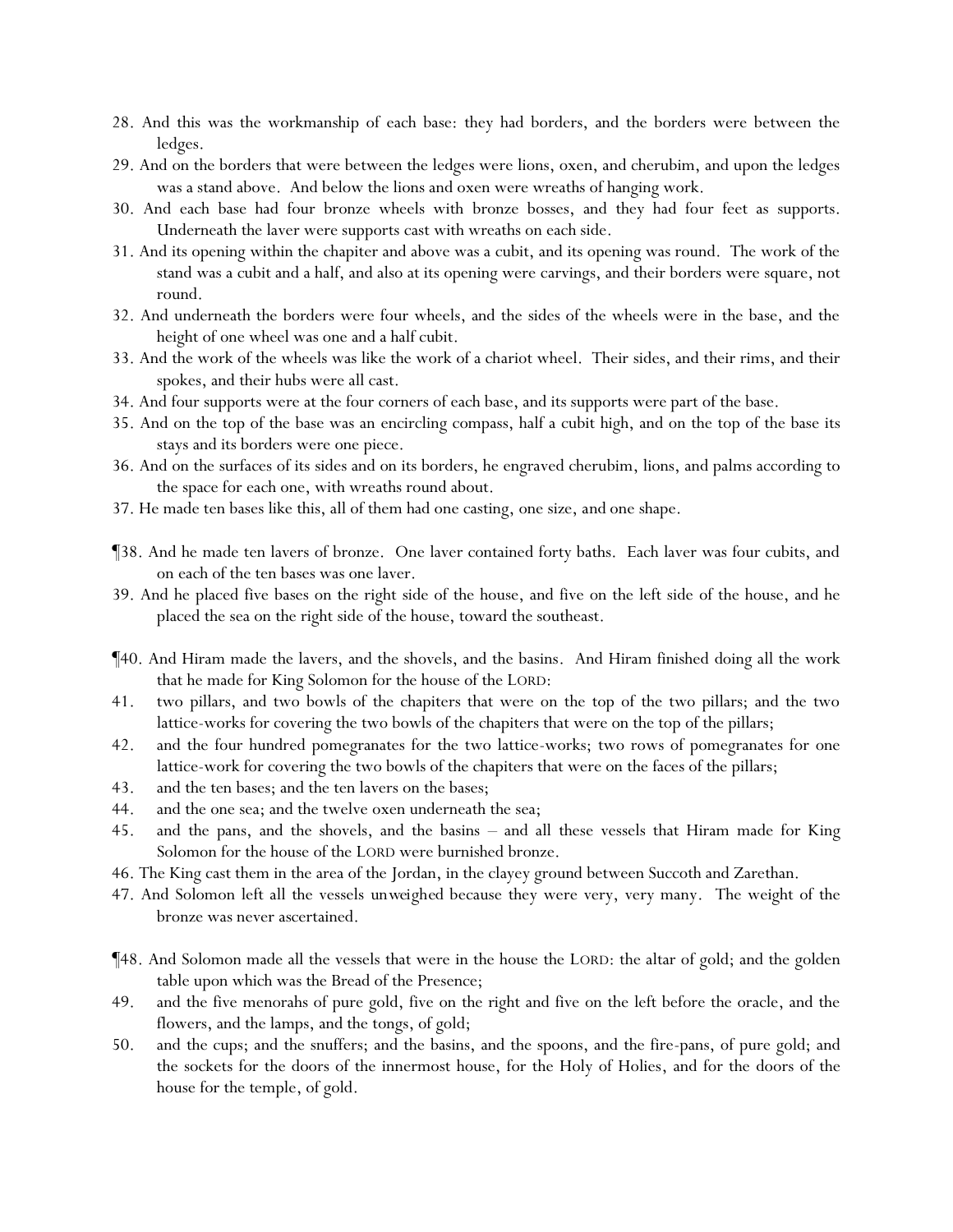28. And this was the workmanship of each base: they had borders, and the borders were between the ledges.
29. And on the borders that were between the ledges were lions, oxen, and cherubim, and upon the ledges was a stand above. And below the lions and oxen were wreaths of hanging work.
30. And each base had four bronze wheels with bronze bosses, and they had four feet as supports. Underneath the laver were supports cast with wreaths on each side.
31. And its opening within the chapiter and above was a cubit, and its opening was round. The work of the stand was a cubit and a half, and also at its opening were carvings, and their borders were square, not round.
32. And underneath the borders were four wheels, and the sides of the wheels were in the base, and the height of one wheel was one and a half cubit.
33. And the work of the wheels was like the work of a chariot wheel. Their sides, and their rims, and their spokes, and their hubs were all cast.
34. And four supports were at the four corners of each base, and its supports were part of the base.
35. And on the top of the base was an encircling compass, half a cubit high, and on the top of the base its stays and its borders were one piece.
36. And on the surfaces of its sides and on its borders, he engraved cherubim, lions, and palms according to the space for each one, with wreaths round about.
37. He made ten bases like this, all of them had one casting, one size, and one shape.

¶38. And he made ten lavers of bronze. One laver contained forty baths. Each laver was four cubits, and on each of the ten bases was one laver.
39. And he placed five bases on the right side of the house, and five on the left side of the house, and he placed the sea on the right side of the house, toward the southeast.

¶40. And Hiram made the lavers, and the shovels, and the basins. And Hiram finished doing all the work that he made for King Solomon for the house of the LORD:
41. two pillars, and two bowls of the chapiters that were on the top of the two pillars; and the two lattice-works for covering the two bowls of the chapiters that were on the top of the pillars;
42. and the four hundred pomegranates for the two lattice-works; two rows of pomegranates for one lattice-work for covering the two bowls of the chapiters that were on the faces of the pillars;
43. and the ten bases; and the ten lavers on the bases;
44. and the one sea; and the twelve oxen underneath the sea;
45. and the pans, and the shovels, and the basins – and all these vessels that Hiram made for King Solomon for the house of the LORD were burnished bronze.
46. The King cast them in the area of the Jordan, in the clayey ground between Succoth and Zarethan.
47. And Solomon left all the vessels *un*weighed because they were very, very many. The weight of the bronze was never ascertained.

¶48. And Solomon made all the vessels that were in the house the LORD: the altar of gold; and the golden table upon which was the Bread of the Presence;
49. and the five menorahs of pure gold, five on the right and five on the left before the oracle, and the flowers, and the lamps, and the tongs, of gold;
50. and the cups; and the snuffers; and the basins, and the spoons, and the fire-pans, of pure gold; and the sockets for the doors of the innermost house, for the Holy of Holies, and for the doors of the house for the temple, of gold.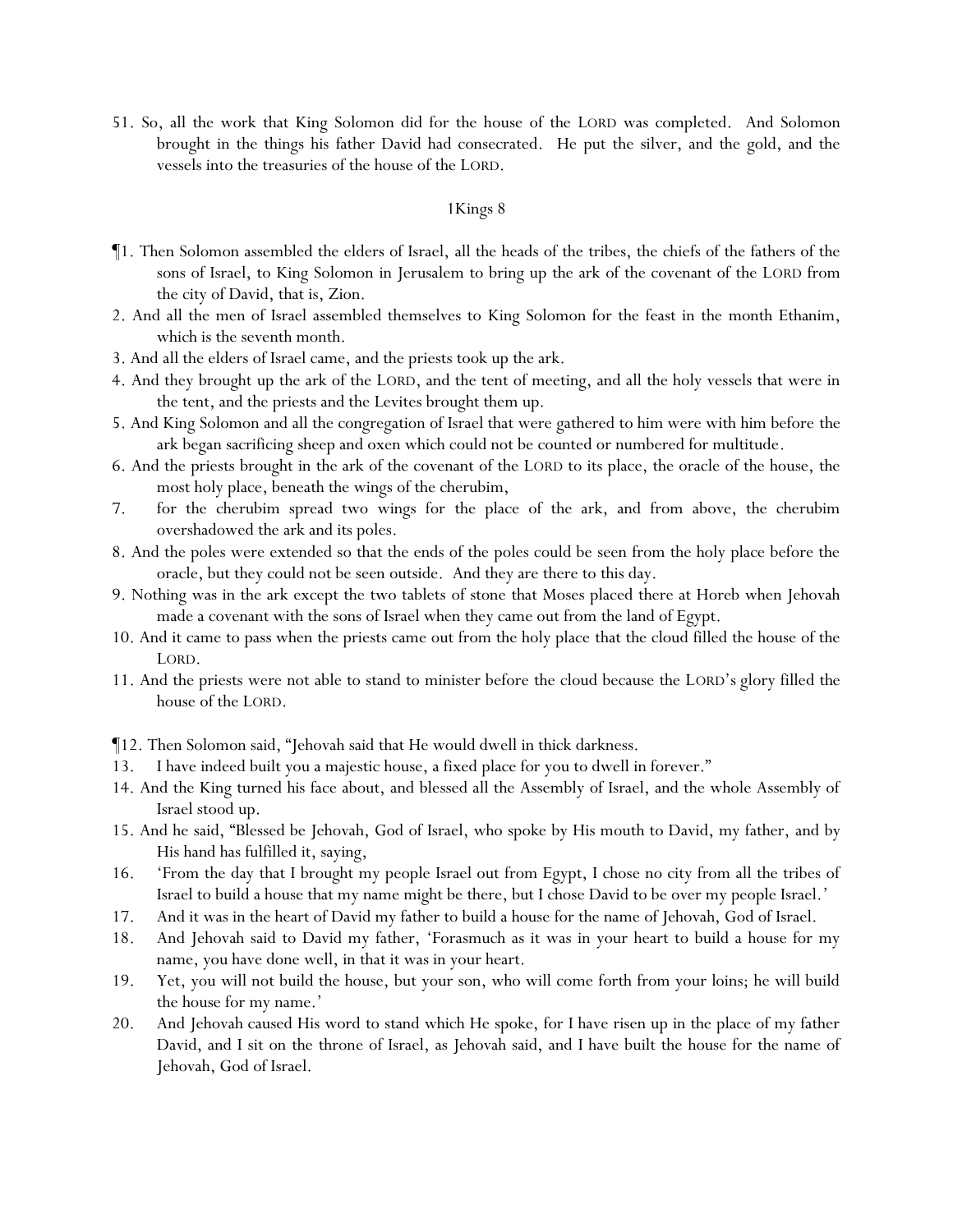51. So, all the work that King Solomon did for the house of the LORD was completed. And Solomon brought in the things his father David had consecrated. He put the silver, and the gold, and the vessels into the treasuries of the house of the LORD.

## 1Kings 8

¶1. Then Solomon assembled the elders of Israel, all the heads of the tribes, the chiefs of the fathers of the sons of Israel, to King Solomon in Jerusalem to bring up the ark of the covenant of the LORD from the city of David, that is, Zion.

2. And all the men of Israel assembled themselves to King Solomon for the feast in the month Ethanim, which is the seventh month.

3. And all the elders of Israel came, and the priests took up the ark.

4. And they brought up the ark of the LORD, and the tent of meeting, and all the holy vessels that were in the tent, and the priests and the Levites brought them up.

5. And King Solomon and all the congregation of Israel that were gathered to him were with him before the ark began sacrificing sheep and oxen which could not be counted or numbered for multitude.

6. And the priests brought in the ark of the covenant of the LORD to its place, the oracle of the house, the most holy place, beneath the wings of the cherubim,

7. for the cherubim spread two wings for the place of the ark, and from above, the cherubim overshadowed the ark and its poles.

8. And the poles were extended so that the ends of the poles could be seen from the holy place before the oracle, but they could not be seen outside. And they are there to this day.

9. Nothing was in the ark except the two tablets of stone that Moses placed there at Horeb when Jehovah made a covenant with the sons of Israel when they came out from the land of Egypt.

10. And it came to pass when the priests came out from the holy place that the cloud filled the house of the LORD.

11. And the priests were not able to stand to minister before the cloud because the LORD's glory filled the house of the LORD.

¶12. Then Solomon said, "Jehovah said that He would dwell in thick darkness.

13. I have indeed built you a majestic house, a fixed place for you to dwell in forever."

14. And the King turned his face about, and blessed all the Assembly of Israel, and the whole Assembly of Israel stood up.

15. And he said, "Blessed be Jehovah, God of Israel, who spoke by His mouth to David, my father, and by His hand has fulfilled it, saying,

16. 'From the day that I brought my people Israel out from Egypt, I chose no city from all the tribes of Israel to build a house that my name might be there, but I chose David to be over my people Israel.'

17. And it was in the heart of David my father to build a house for the name of Jehovah, God of Israel.

18. And Jehovah said to David my father, 'Forasmuch as it was in your heart to build a house for my name, you have done well, in that it was in your heart.

19. Yet, you will not build the house, but your son, who will come forth from your loins; he will build the house for my name.'

20. And Jehovah caused His word to stand which He spoke, for I have risen up in the place of my father David, and I sit on the throne of Israel, as Jehovah said, and I have built the house for the name of Jehovah, God of Israel.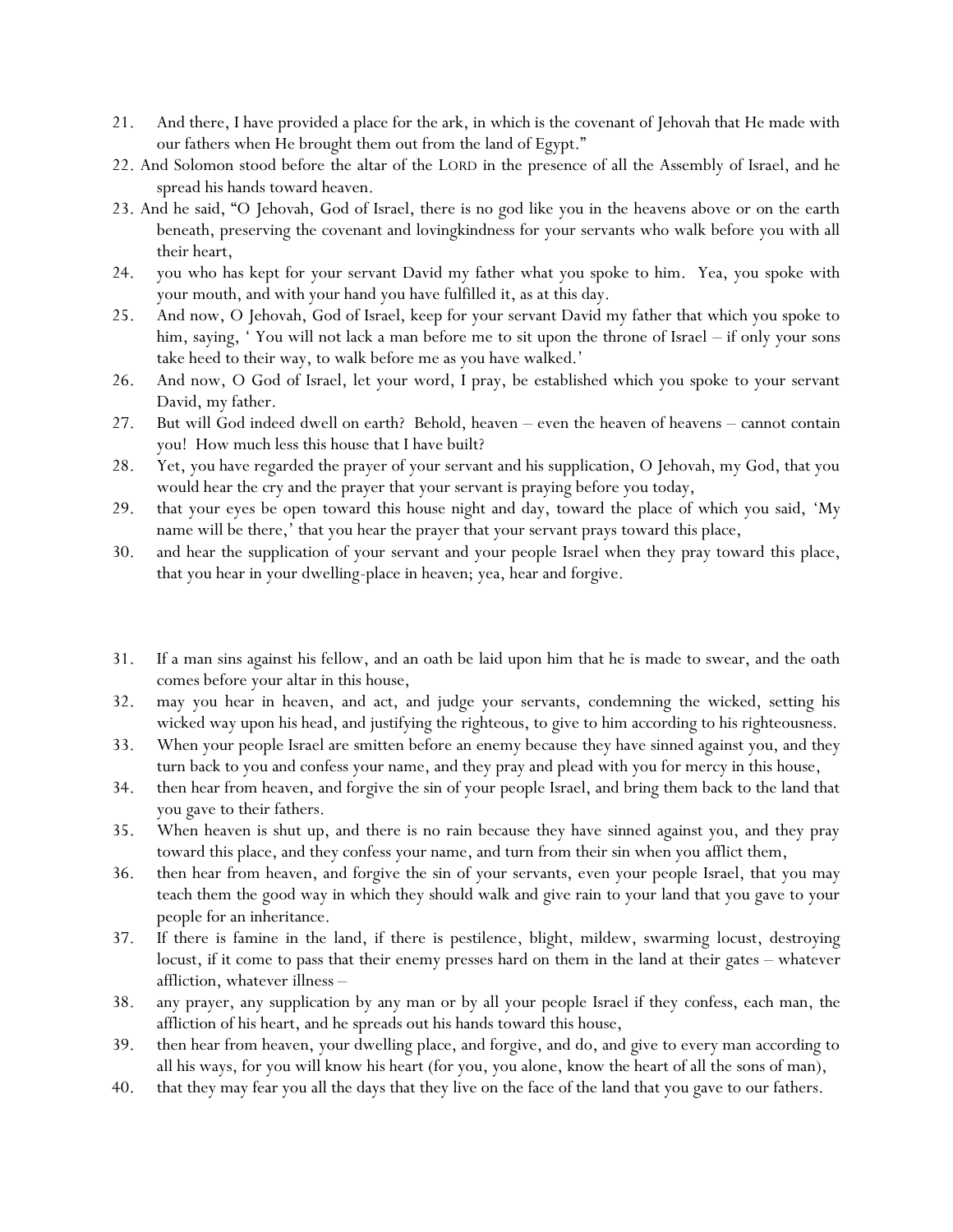21. And there, I have provided a place for the ark, in which is the covenant of Jehovah that He made with our fathers when He brought them out from the land of Egypt."
22. And Solomon stood before the altar of the LORD in the presence of all the Assembly of Israel, and he spread his hands toward heaven.
23. And he said, "O Jehovah, God of Israel, there is no god like you in the heavens above or on the earth beneath, preserving the covenant and lovingkindness for your servants who walk before you with all their heart,
24. you who has kept for your servant David my father what you spoke to him. Yea, you spoke with your mouth, and with your hand you have fulfilled it, as at this day.
25. And now, O Jehovah, God of Israel, keep for your servant David my father that which you spoke to him, saying, ' You will not lack a man before me to sit upon the throne of Israel – if only your sons take heed to their way, to walk before me as you have walked.'
26. And now, O God of Israel, let your word, I pray, be established which you spoke to your servant David, my father.
27. But will God indeed dwell on earth? Behold, heaven – even the heaven of heavens – cannot contain you! How much less this house that I have built?
28. Yet, you have regarded the prayer of your servant and his supplication, O Jehovah, my God, that you would hear the cry and the prayer that your servant is praying before you today,
29. that your eyes be open toward this house night and day, toward the place of which you said, 'My name will be there,' that you hear the prayer that your servant prays toward this place,
30. and hear the supplication of your servant and your people Israel when they pray toward this place, that you hear in your dwelling-place in heaven; yea, hear and forgive.

31. If a man sins against his fellow, and an oath be laid upon him that he is made to swear, and the oath comes before your altar in this house,
32. may you hear in heaven, and act, and judge your servants, condemning the wicked, setting his wicked way upon his head, and justifying the righteous, to give to him according to his righteousness.
33. When your people Israel are smitten before an enemy because they have sinned against you, and they turn back to you and confess your name, and they pray and plead with you for mercy in this house,
34. then hear from heaven, and forgive the sin of your people Israel, and bring them back to the land that you gave to their fathers.
35. When heaven is shut up, and there is no rain because they have sinned against you, and they pray toward this place, and they confess your name, and turn from their sin when you afflict them,
36. then hear from heaven, and forgive the sin of your servants, even your people Israel, that you may teach them the good way in which they should walk and give rain to your land that you gave to your people for an inheritance.
37. If there is famine in the land, if there is pestilence, blight, mildew, swarming locust, destroying locust, if it come to pass that their enemy presses hard on them in the land at their gates – whatever affliction, whatever illness –
38. any prayer, any supplication by any man or by all your people Israel if they confess, each man, the affliction of his heart, and he spreads out his hands toward this house,
39. then hear from heaven, your dwelling place, and forgive, and do, and give to every man according to all his ways, for you will know his heart (for you, you alone, know the heart of all the sons of man),
40. that they may fear you all the days that they live on the face of the land that you gave to our fathers.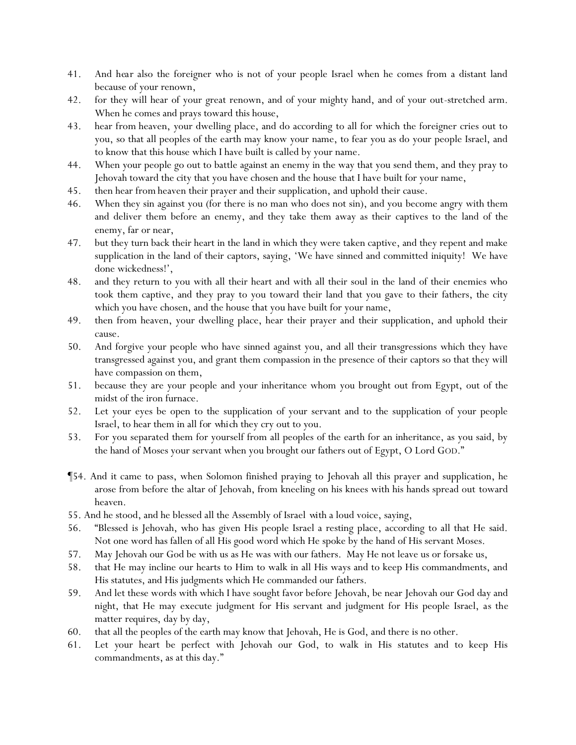41. And hear also the foreigner who is not of your people Israel when he comes from a distant land because of your renown,
42. for they will hear of your great renown, and of your mighty hand, and of your out-stretched arm. When he comes and prays toward this house,
43. hear from heaven, your dwelling place, and do according to all for which the foreigner cries out to you, so that all peoples of the earth may know your name, to fear you as do your people Israel, and to know that this house which I have built is called by your name.
44. When your people go out to battle against an enemy in the way that you send them, and they pray to Jehovah toward the city that you have chosen and the house that I have built for your name,
45. then hear from heaven their prayer and their supplication, and uphold their cause.
46. When they sin against you (for there is no man who does not sin), and you become angry with them and deliver them before an enemy, and they take them away as their captives to the land of the enemy, far or near,
47. but they turn back their heart in the land in which they were taken captive, and they repent and make supplication in the land of their captors, saying, 'We have sinned and committed iniquity! We have done wickedness!',
48. and they return to you with all their heart and with all their soul in the land of their enemies who took them captive, and they pray to you toward their land that you gave to their fathers, the city which you have chosen, and the house that you have built for your name,
49. then from heaven, your dwelling place, hear their prayer and their supplication, and uphold their cause.
50. And forgive your people who have sinned against you, and all their transgressions which they have transgressed against you, and grant them compassion in the presence of their captors so that they will have compassion on them,
51. because they are your people and your inheritance whom you brought out from Egypt, out of the midst of the iron furnace.
52. Let your eyes be open to the supplication of your servant and to the supplication of your people Israel, to hear them in all for which they cry out to you.
53. For you separated them for yourself from all peoples of the earth for an inheritance, as you said, by the hand of Moses your servant when you brought our fathers out of Egypt, O Lord GOD."

¶54. And it came to pass, when Solomon finished praying to Jehovah all this prayer and supplication, he arose from before the altar of Jehovah, from kneeling on his knees with his hands spread out toward heaven.
55. And he stood, and he blessed all the Assembly of Israel with a loud voice, saying,
56. "Blessed is Jehovah, who has given His people Israel a resting place, according to all that He said. Not one word has fallen of all His good word which He spoke by the hand of His servant Moses.
57. May Jehovah our God be with us as He was with our fathers. May He not leave us or forsake us,
58. that He may incline our hearts to Him to walk in all His ways and to keep His commandments, and His statutes, and His judgments which He commanded our fathers.
59. And let these words with which I have sought favor before Jehovah, be near Jehovah our God day and night, that He may execute judgment for His servant and judgment for His people Israel, as the matter requires, day by day,
60. that all the peoples of the earth may know that Jehovah, He is God, and there is no other.
61. Let your heart be perfect with Jehovah our God, to walk in His statutes and to keep His commandments, as at this day."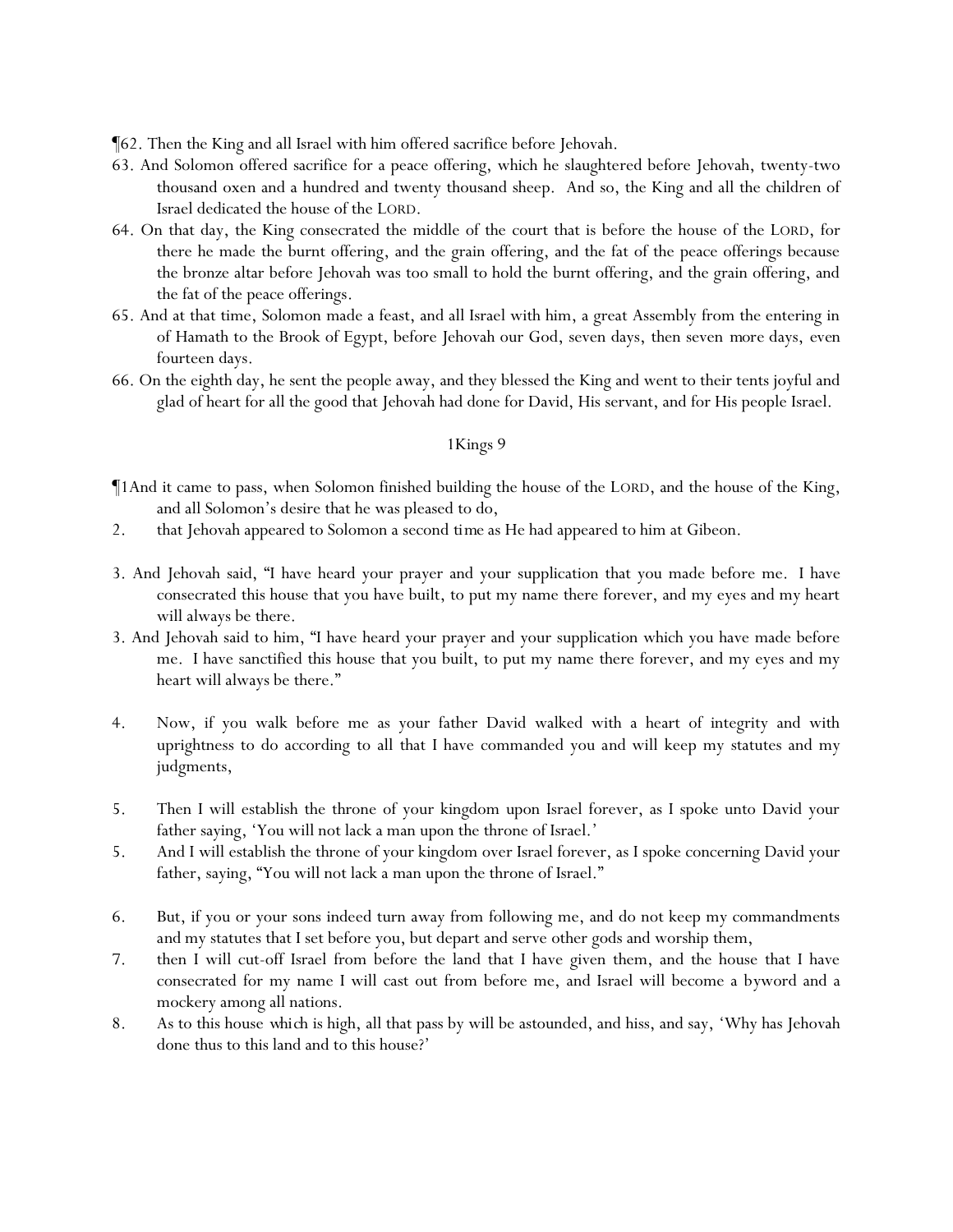¶62. Then the King and all Israel with him offered sacrifice before Jehovah.

63. And Solomon offered sacrifice for a peace offering, which he slaughtered before Jehovah, twenty-two thousand oxen and a hundred and twenty thousand sheep. And so, the King and all the children of Israel dedicated the house of the LORD.

64. On that day, the King consecrated the middle of the court that is before the house of the LORD, for there he made the burnt offering, and the grain offering, and the fat of the peace offerings because the bronze altar before Jehovah was too small to hold the burnt offering, and the grain offering, and the fat of the peace offerings.

65. And at that time, Solomon made a feast, and all Israel with him, a great Assembly from the entering in of Hamath to the Brook of Egypt, before Jehovah our God, seven days, then seven more days, even fourteen days.

66. On the eighth day, he sent the people away, and they blessed the King and went to their tents joyful and glad of heart for all the good that Jehovah had done for David, His servant, and for His people Israel.

1Kings 9

¶1And it came to pass, when Solomon finished building the house of the LORD, and the house of the King, and all Solomon's desire that he was pleased to do,

2. that Jehovah appeared to Solomon a second time as He had appeared to him at Gibeon.

3. And Jehovah said, "I have heard your prayer and your supplication that you made before me. I have consecrated this house that you have built, to put my name there forever, and my eyes and my heart will always be there.

3. And Jehovah said to him, "I have heard your prayer and your supplication which you have made before me. I have sanctified this house that you built, to put my name there forever, and my eyes and my heart will always be there."

4. Now, if you walk before me as your father David walked with a heart of integrity and with uprightness to do according to all that I have commanded you and will keep my statutes and my judgments,

5. Then I will establish the throne of your kingdom upon Israel forever, as I spoke unto David your father saying, 'You will not lack a man upon the throne of Israel.'

5. And I will establish the throne of your kingdom over Israel forever, as I spoke concerning David your father, saying, "You will not lack a man upon the throne of Israel."

6. But, if you or your sons indeed turn away from following me, and do not keep my commandments and my statutes that I set before you, but depart and serve other gods and worship them,

7. then I will cut-off Israel from before the land that I have given them, and the house that I have consecrated for my name I will cast out from before me, and Israel will become a byword and a mockery among all nations.

8. As to this house which is high, all that pass by will be astounded, and hiss, and say, 'Why has Jehovah done thus to this land and to this house?'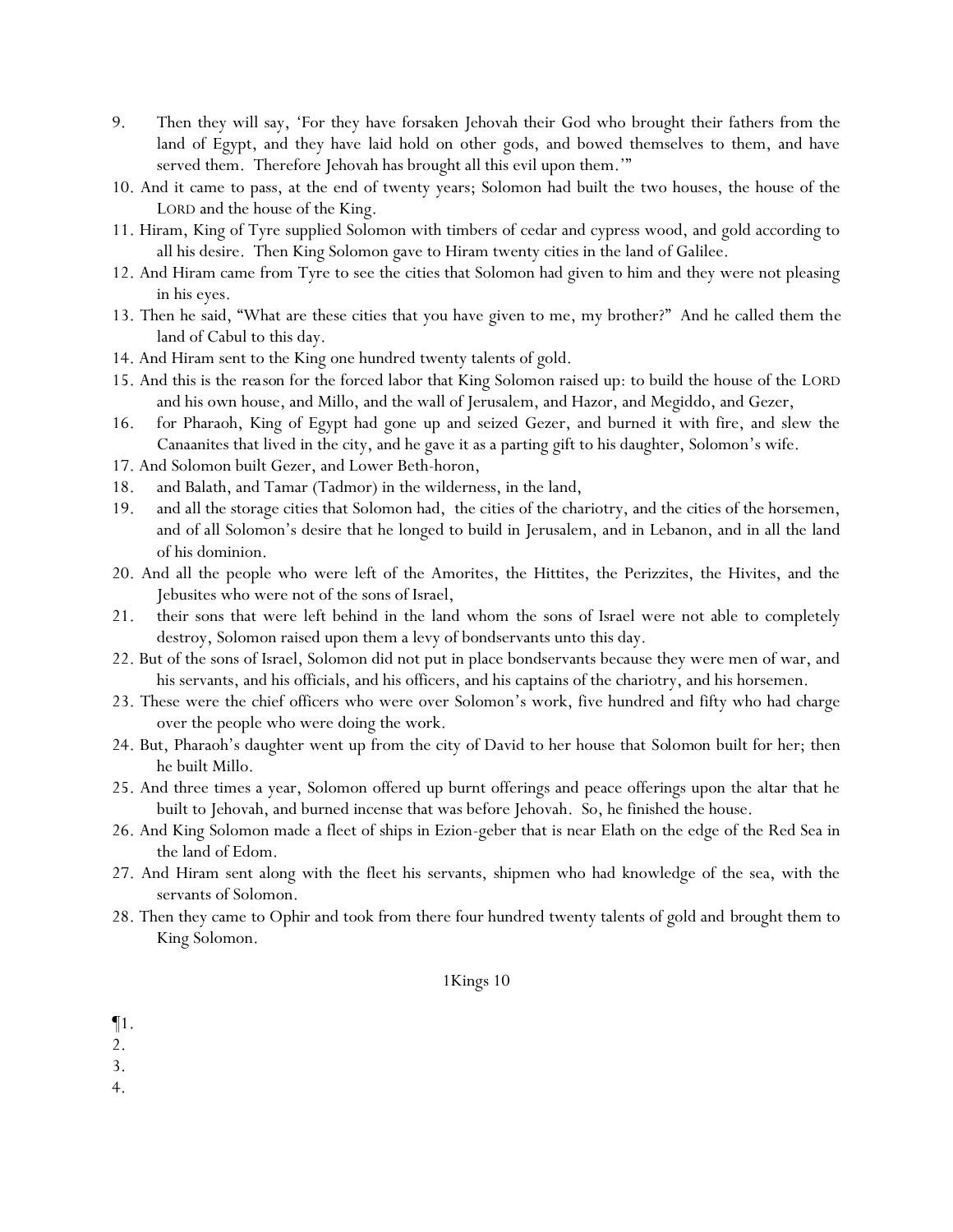9. Then they will say, 'For they have forsaken Jehovah their God who brought their fathers from the land of Egypt, and they have laid hold on other gods, and bowed themselves to them, and have served them. Therefore Jehovah has brought all this evil upon them.'"
10. And it came to pass, at the end of twenty years; Solomon had built the two houses, the house of the LORD and the house of the King.
11. Hiram, King of Tyre supplied Solomon with timbers of cedar and cypress wood, and gold according to all his desire. Then King Solomon gave to Hiram twenty cities in the land of Galilee.
12. And Hiram came from Tyre to see the cities that Solomon had given to him and they were not pleasing in his eyes.
13. Then he said, "What are these cities that you have given to me, my brother?" And he called them the land of Cabul to this day.
14. And Hiram sent to the King one hundred twenty talents of gold.
15. And this is the reason for the forced labor that King Solomon raised up: to build the house of the LORD and his own house, and Millo, and the wall of Jerusalem, and Hazor, and Megiddo, and Gezer,
16. for Pharaoh, King of Egypt had gone up and seized Gezer, and burned it with fire, and slew the Canaanites that lived in the city, and he gave it as a parting gift to his daughter, Solomon's wife.
17. And Solomon built Gezer, and Lower Beth-horon,
18. and Balath, and Tamar (Tadmor) in the wilderness, in the land,
19. and all the storage cities that Solomon had, the cities of the chariotry, and the cities of the horsemen, and of all Solomon's desire that he longed to build in Jerusalem, and in Lebanon, and in all the land of his dominion.
20. And all the people who were left of the Amorites, the Hittites, the Perizzites, the Hivites, and the Jebusites who were not of the sons of Israel,
21. their sons that were left behind in the land whom the sons of Israel were not able to completely destroy, Solomon raised upon them a levy of bondservants unto this day.
22. But of the sons of Israel, Solomon did not put in place bondservants because they were men of war, and his servants, and his officials, and his officers, and his captains of the chariotry, and his horsemen.
23. These were the chief officers who were over Solomon's work, five hundred and fifty who had charge over the people who were doing the work.
24. But, Pharaoh's daughter went up from the city of David to her house that Solomon built for her; then he built Millo.
25. And three times a year, Solomon offered up burnt offerings and peace offerings upon the altar that he built to Jehovah, and burned incense that was before Jehovah. So, he finished the house.
26. And King Solomon made a fleet of ships in Ezion-geber that is near Elath on the edge of the Red Sea in the land of Edom.
27. And Hiram sent along with the fleet his servants, shipmen who had knowledge of the sea, with the servants of Solomon.
28. Then they came to Ophir and took from there four hundred twenty talents of gold and brought them to King Solomon.

1Kings 10

¶1.
2.
3.
4.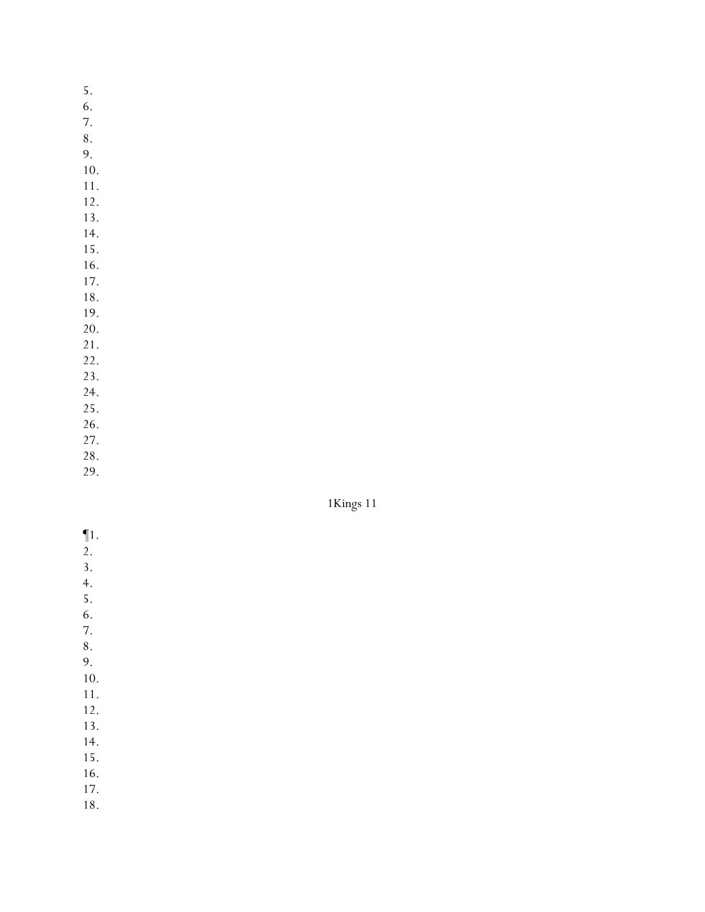5.
6.
7.
8.
9.
10.
11.
12.
13.
14.
15.
16.
17.
18.
19.
20.
21.
22.
23.
24.
25.
26.
27.
28.
29.

## 1Kings 11

¶1.
2.
3.
4.
5.
6.
7.
8.
9.
10.
11.
12.
13.
14.
15.
16.
17.
18.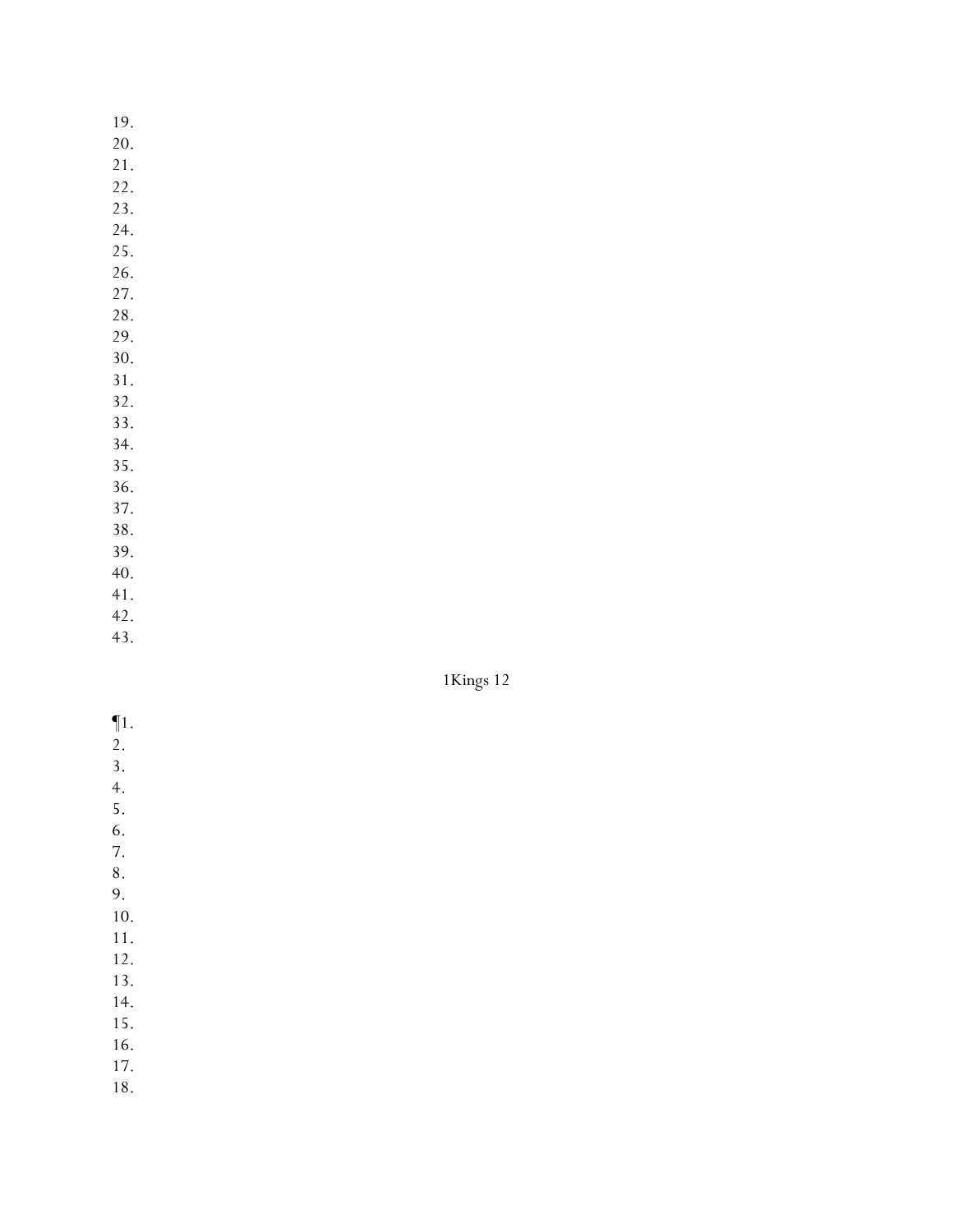19.
20.
21.
22.
23.
24.
25.
26.
27.
28.
29.
30.
31.
32.
33.
34.
35.
36.
37.
38.
39.
40.
41.
42.
43.

1Kings 12

¶1.
2.
3.
4.
5.
6.
7.
8.
9.
10.
11.
12.
13.
14.
15.
16.
17.
18.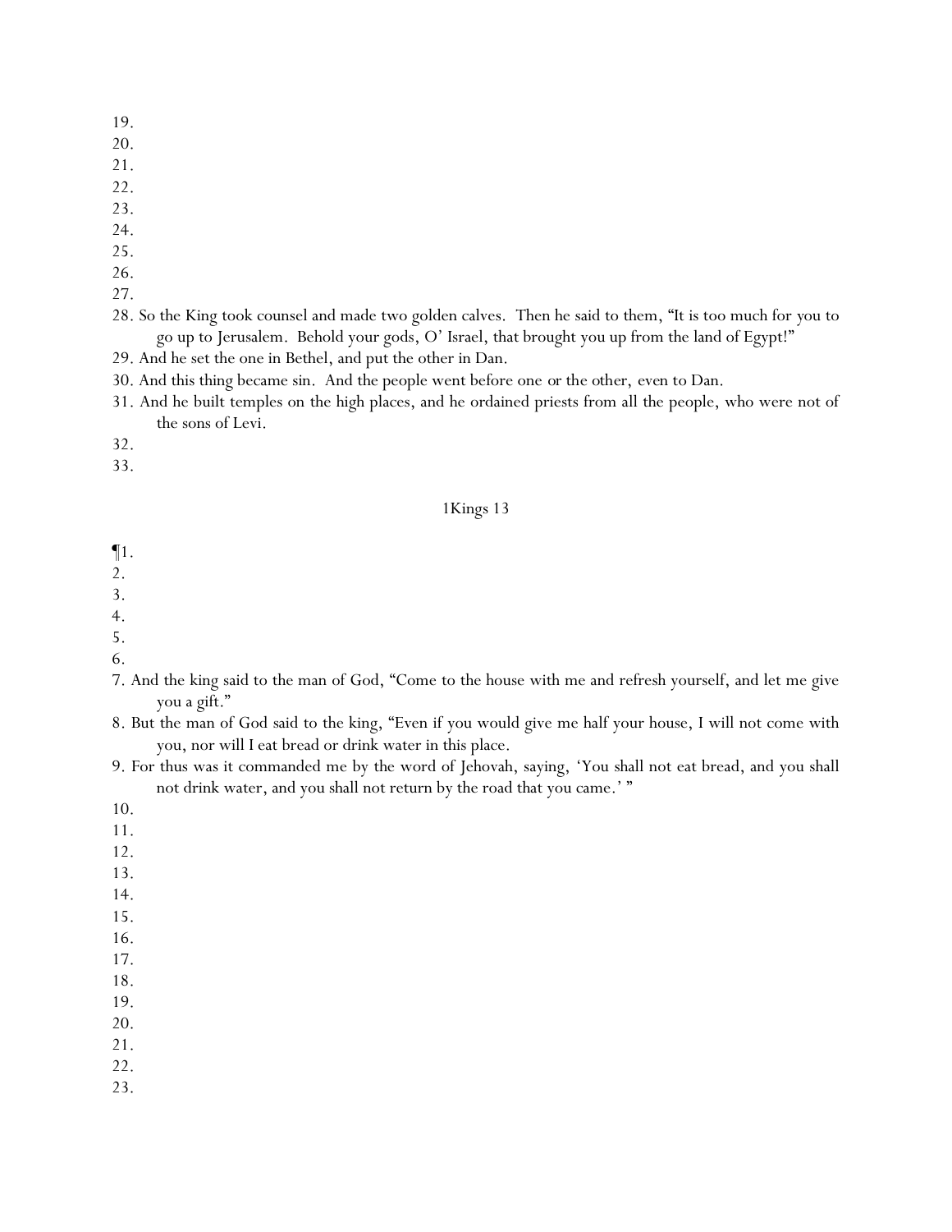19.
20.
21.
22.
23.
24.
25.
26.
27.
28. So the King took counsel and made two golden calves. Then he said to them, "It is too much for you to go up to Jerusalem. Behold your gods, O' Israel, that brought you up from the land of Egypt!"
29. And he set the one in Bethel, and put the other in Dan.
30. And this thing became sin. And the people went before one or the other, even to Dan.
31. And he built temples on the high places, and he ordained priests from all the people, who were not of the sons of Levi.
32.
33.

## 1Kings 13

¶1.
2.
3.
4.
5.
6.
7. And the king said to the man of God, "Come to the house with me and refresh yourself, and let me give you a gift."
8. But the man of God said to the king, "Even if you would give me half your house, I will not come with you, nor will I eat bread or drink water in this place.
9. For thus was it commanded me by the word of Jehovah, saying, 'You shall not eat bread, and you shall not drink water, and you shall not return by the road that you came.' "
10.
11.
12.
13.
14.
15.
16.
17.
18.
19.
20.
21.
22.
23.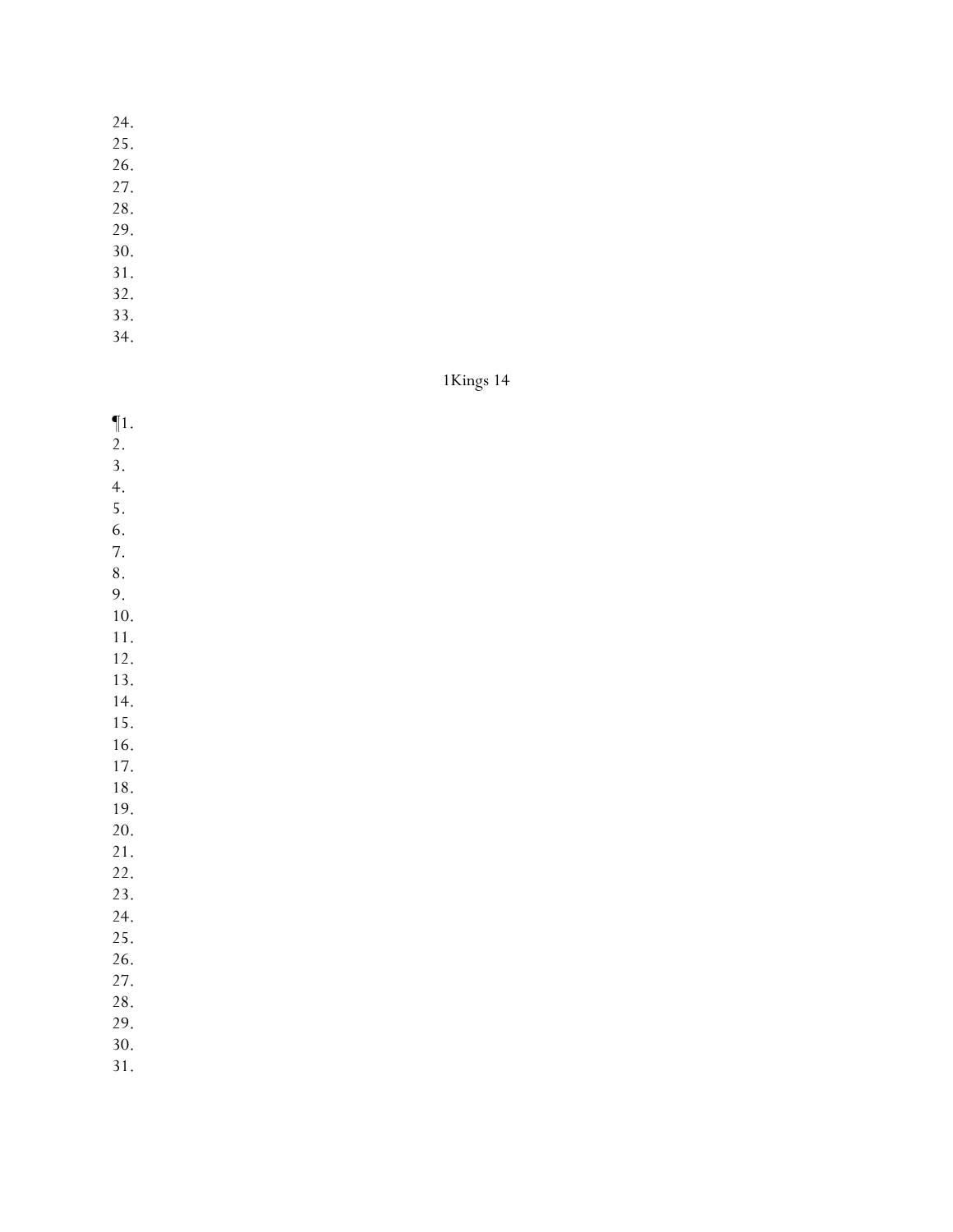24.
25.
26.
27.
28.
29.
30.
31.
32.
33.
34.

1Kings 14

¶1.
2.
3.
4.
5.
6.
7.
8.
9.
10.
11.
12.
13.
14.
15.
16.
17.
18.
19.
20.
21.
22.
23.
24.
25.
26.
27.
28.
29.
30.
31.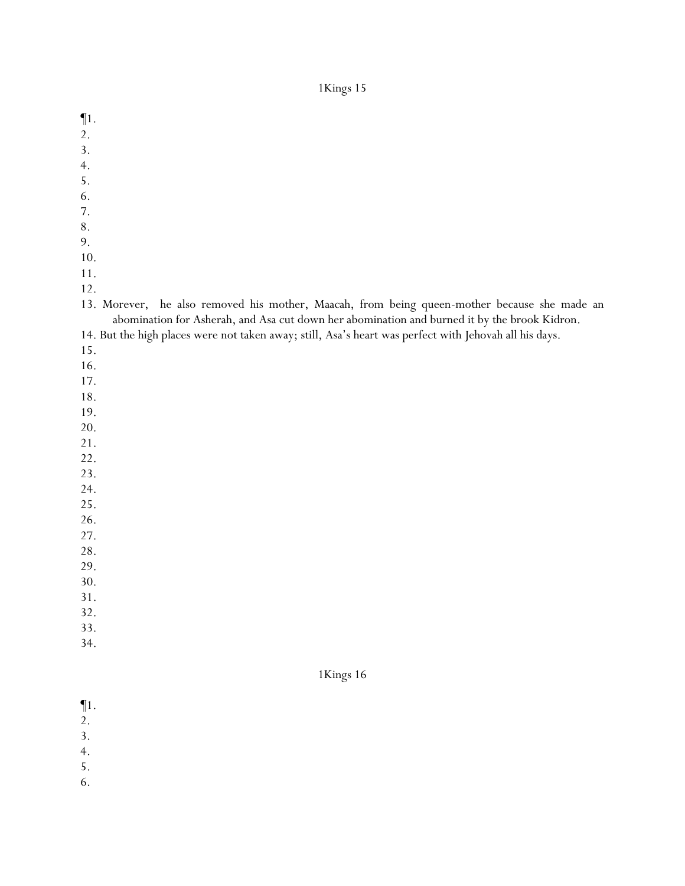# 1Kings 15

¶1.
2.
3.
4.
5.
6.
7.
8.
9.
10.
11.
12.
13. Morever, he also removed his mother, Maacah, from being queen-mother because she made an abomination for Asherah, and Asa cut down her abomination and burned it by the brook Kidron.
14. But the high places were not taken away; still, Asa's heart was perfect with Jehovah all his days.
15.
16.
17.
18.
19.
20.
21.
22.
23.
24.
25.
26.
27.
28.
29.
30.
31.
32.
33.
34.

# 1Kings 16

¶1.
2.
3.
4.
5.
6.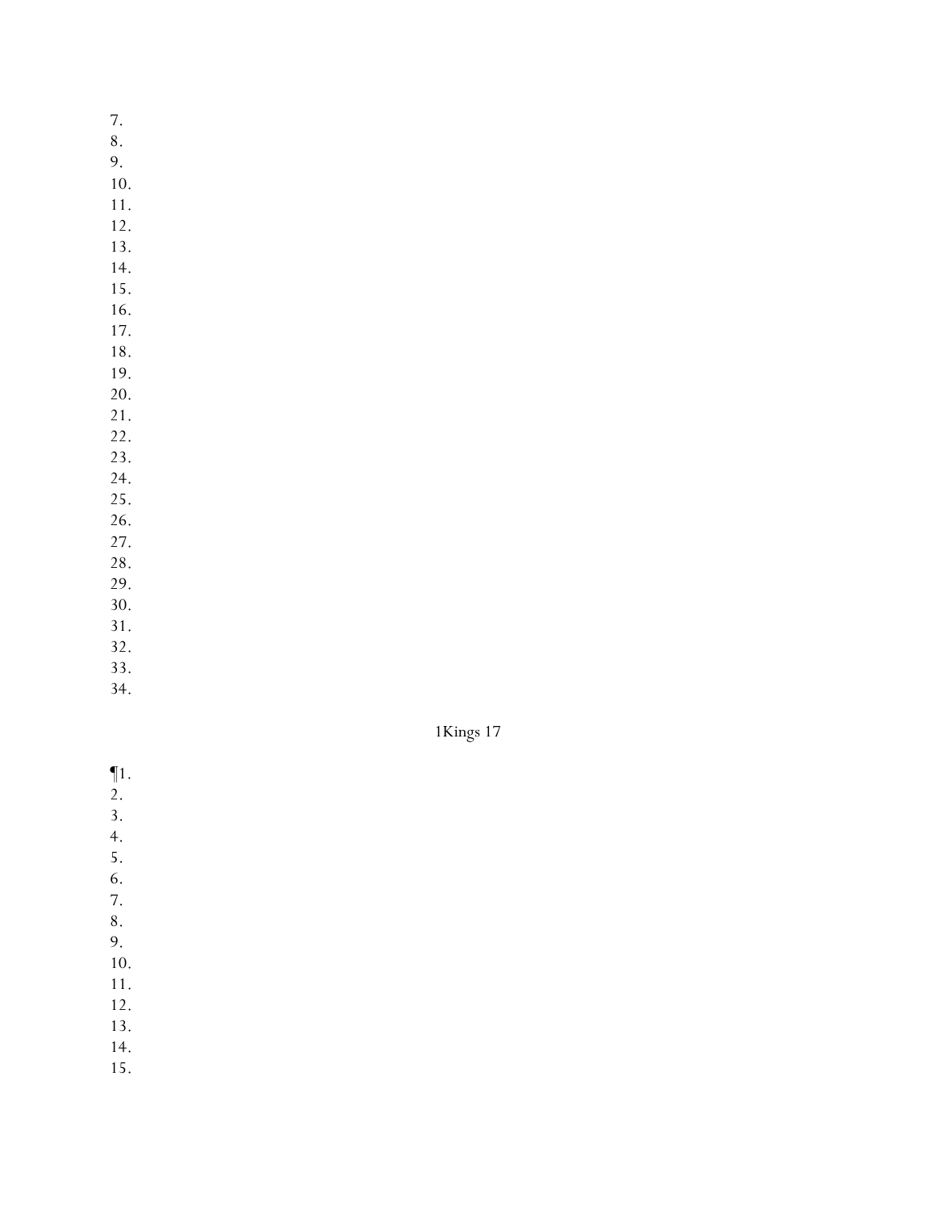7.
8.
9.
10.
11.
12.
13.
14.
15.
16.
17.
18.
19.
20.
21.
22.
23.
24.
25.
26.
27.
28.
29.
30.
31.
32.
33.
34.

## 1Kings 17

¶1.
2.
3.
4.
5.
6.
7.
8.
9.
10.
11.
12.
13.
14.
15.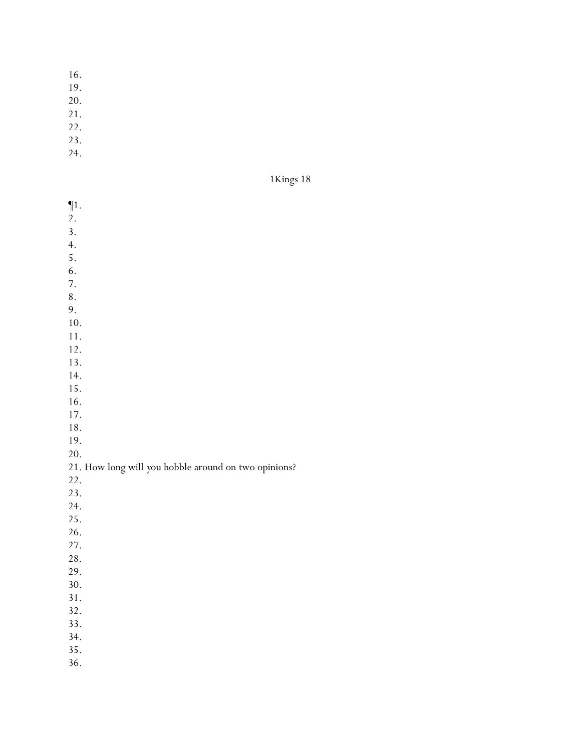16.
19.
20.
21.
22.
23.
24.

1Kings 18

¶1.
2.
3.
4.
5.
6.
7.
8.
9.
10.
11.
12.
13.
14.
15.
16.
17.
18.
19.
20.
21. How long will you hobble around on two opinions?
22.
23.
24.
25.
26.
27.
28.
29.
30.
31.
32.
33.
34.
35.
36.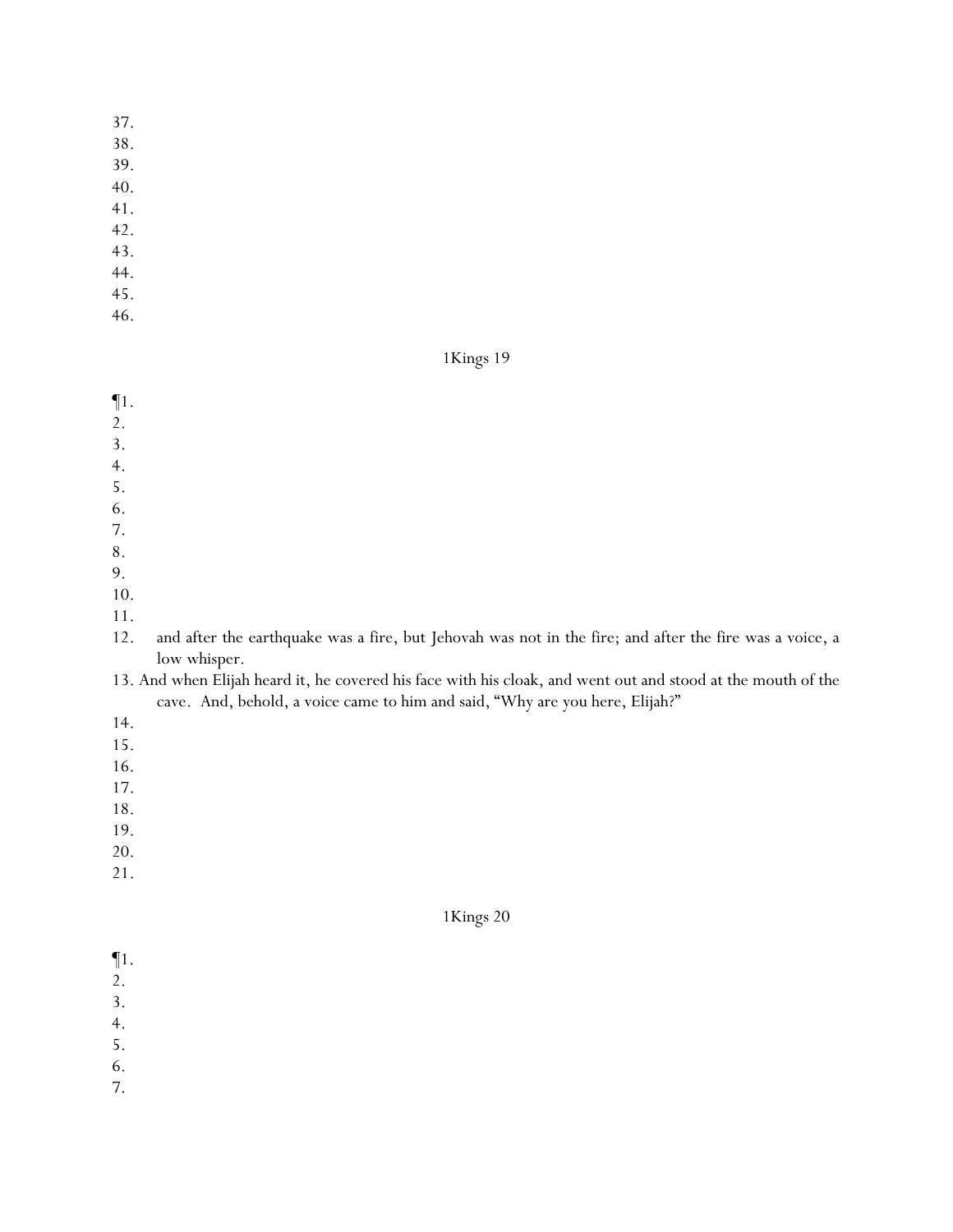37.
38.
39.
40.
41.
42.
43.
44.
45.
46.

## 1Kings 19

¶1.
2.
3.
4.
5.
6.
7.
8.
9.
10.
11.
12. and after the earthquake was a fire, but Jehovah was not in the fire; and after the fire was a voice, a low whisper.
13. And when Elijah heard it, he covered his face with his cloak, and went out and stood at the mouth of the cave. And, behold, a voice came to him and said, “Why are you here, Elijah?”
14.
15.
16.
17.
18.
19.
20.
21.

## 1Kings 20

¶1.
2.
3.
4.
5.
6.
7.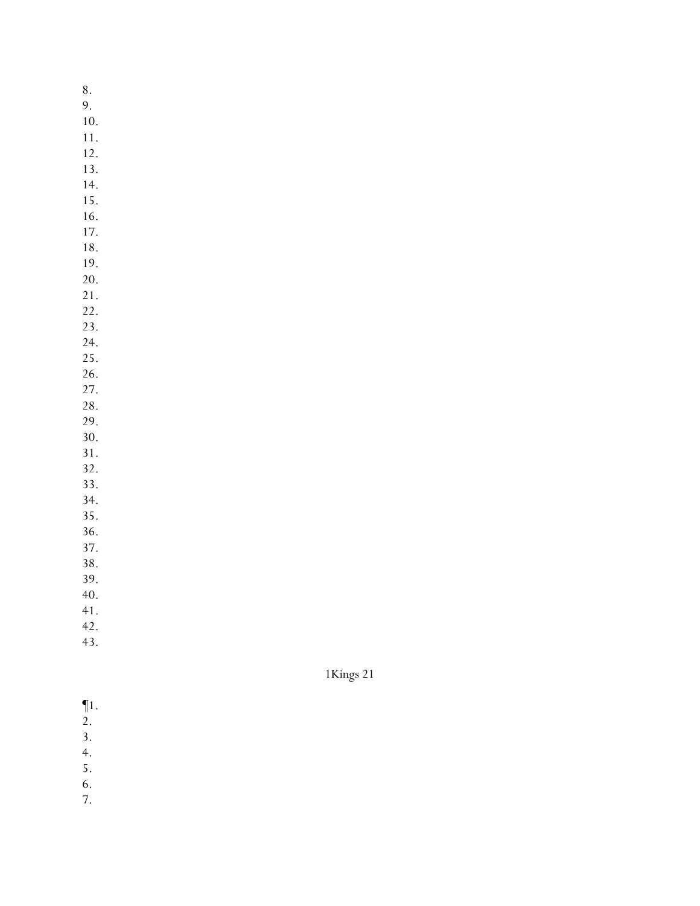8.
9.
10.
11.
12.
13.
14.
15.
16.
17.
18.
19.
20.
21.
22.
23.
24.
25.
26.
27.
28.
29.
30.
31.
32.
33.
34.
35.
36.
37.
38.
39.
40.
41.
42.
43.

## 1Kings 21

¶1.
2.
3.
4.
5.
6.
7.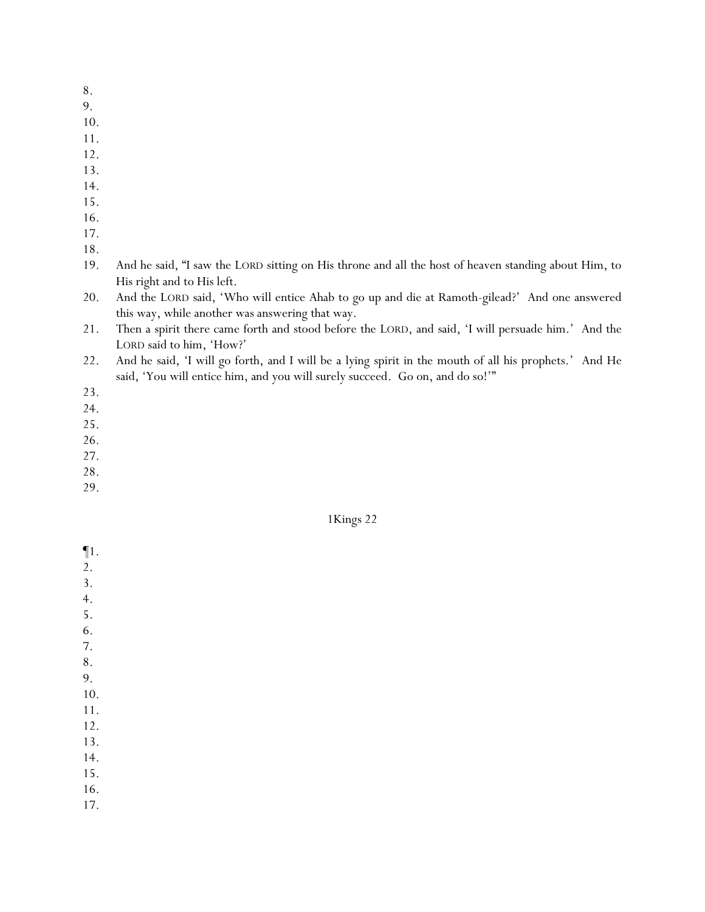8.
9.
10.
11.
12.
13.
14.
15.
16.
17.
18.
19. And he said, "I saw the LORD sitting on His throne and all the host of heaven standing about Him, to His right and to His left.
20. And the LORD said, 'Who will entice Ahab to go up and die at Ramoth-gilead?' And one answered this way, while another was answering that way.
21. Then a spirit there came forth and stood before the LORD, and said, 'I will persuade him.' And the LORD said to him, 'How?'
22. And he said, 'I will go forth, and I will be a lying spirit in the mouth of all his prophets.' And He said, 'You will entice him, and you will surely succeed. Go on, and do so!'"
23.
24.
25.
26.
27.
28.
29.

1Kings 22

¶1.
2.
3.
4.
5.
6.
7.
8.
9.
10.
11.
12.
13.
14.
15.
16.
17.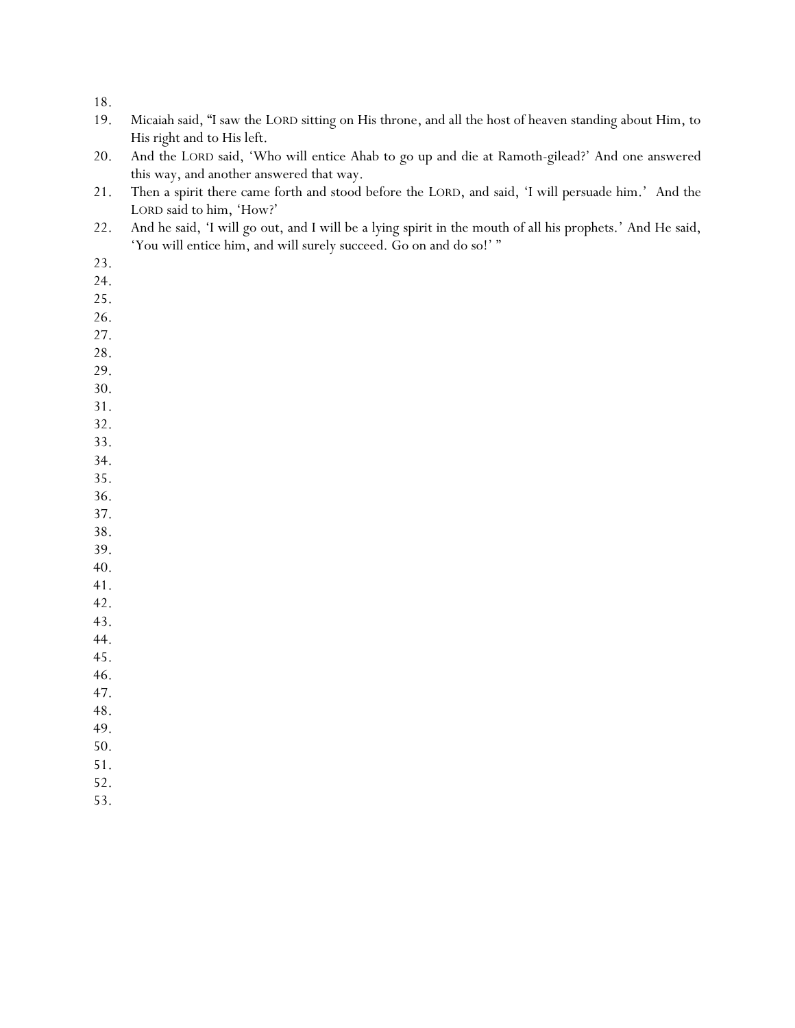18.
19. Micaiah said, "I saw the LORD sitting on His throne, and all the host of heaven standing about Him, to His right and to His left.
20. And the LORD said, 'Who will entice Ahab to go up and die at Ramoth-gilead?' And one answered this way, and another answered that way.
21. Then a spirit there came forth and stood before the LORD, and said, 'I will persuade him.' And the LORD said to him, 'How?'
22. And he said, 'I will go out, and I will be a lying spirit in the mouth of all his prophets.' And He said, 'You will entice him, and will surely succeed. Go on and do so!' "
23.
24.
25.
26.
27.
28.
29.
30.
31.
32.
33.
34.
35.
36.
37.
38.
39.
40.
41.
42.
43.
44.
45.
46.
47.
48.
49.
50.
51.
52.
53.